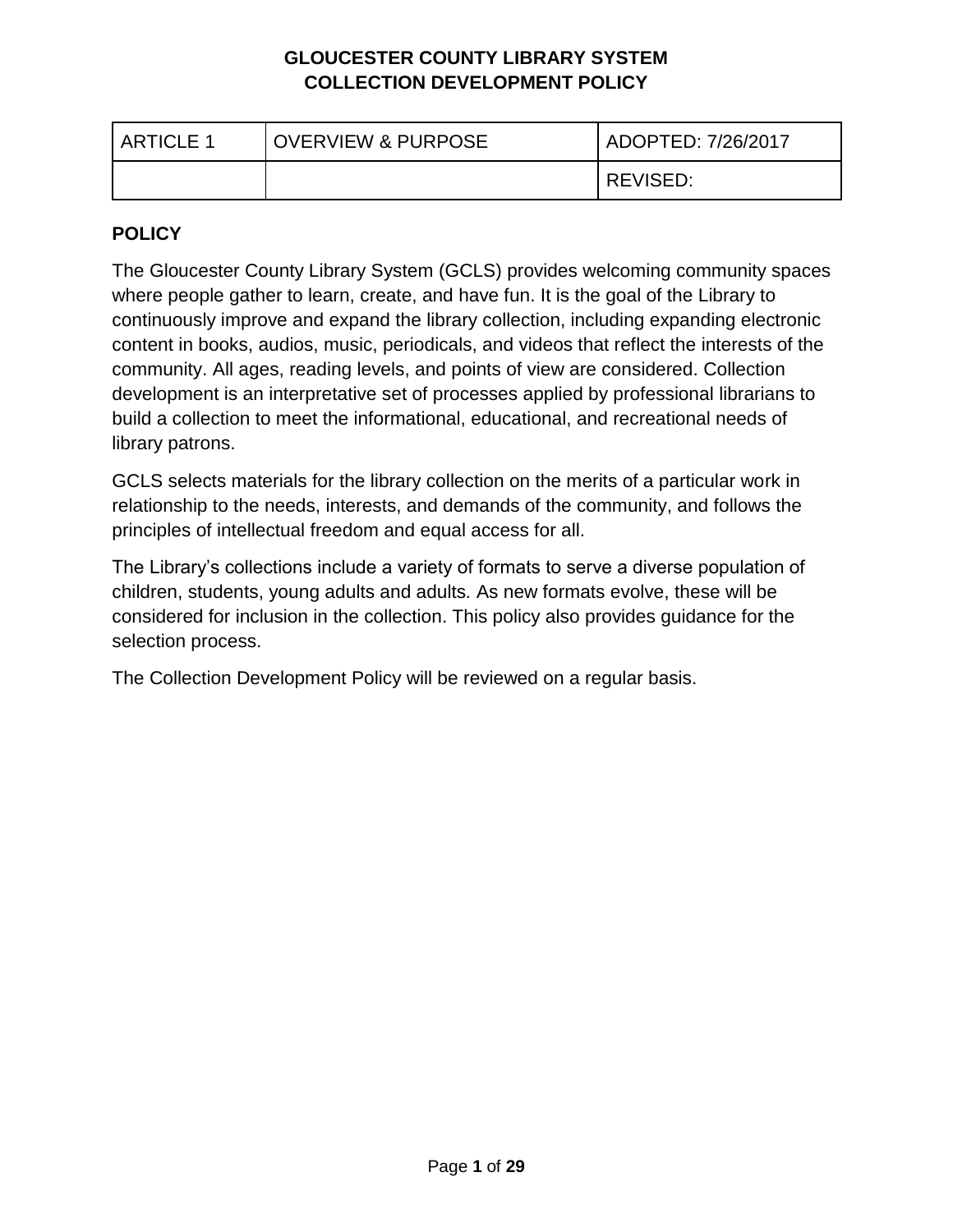# GLOUCESTER COUNTY LIBRARY SYSTEM
# COLLECTION DEVELOPMENT POLICY

| ARTICLE 1 | OVERVIEW & PURPOSE | ADOPTED: 7/26/2017 |
|---|---|---|
| | | REVISED: |

## POLICY

The Gloucester County Library System (GCLS) provides welcoming community spaces where people gather to learn, create, and have fun. It is the goal of the Library to continuously improve and expand the library collection, including expanding electronic content in books, audios, music, periodicals, and videos that reflect the interests of the community. All ages, reading levels, and points of view are considered. Collection development is an interpretative set of processes applied by professional librarians to build a collection to meet the informational, educational, and recreational needs of library patrons.

GCLS selects materials for the library collection on the merits of a particular work in relationship to the needs, interests, and demands of the community, and follows the principles of intellectual freedom and equal access for all.

The Library's collections include a variety of formats to serve a diverse population of children, students, young adults and adults. As new formats evolve, these will be considered for inclusion in the collection. This policy also provides guidance for the selection process.

The Collection Development Policy will be reviewed on a regular basis.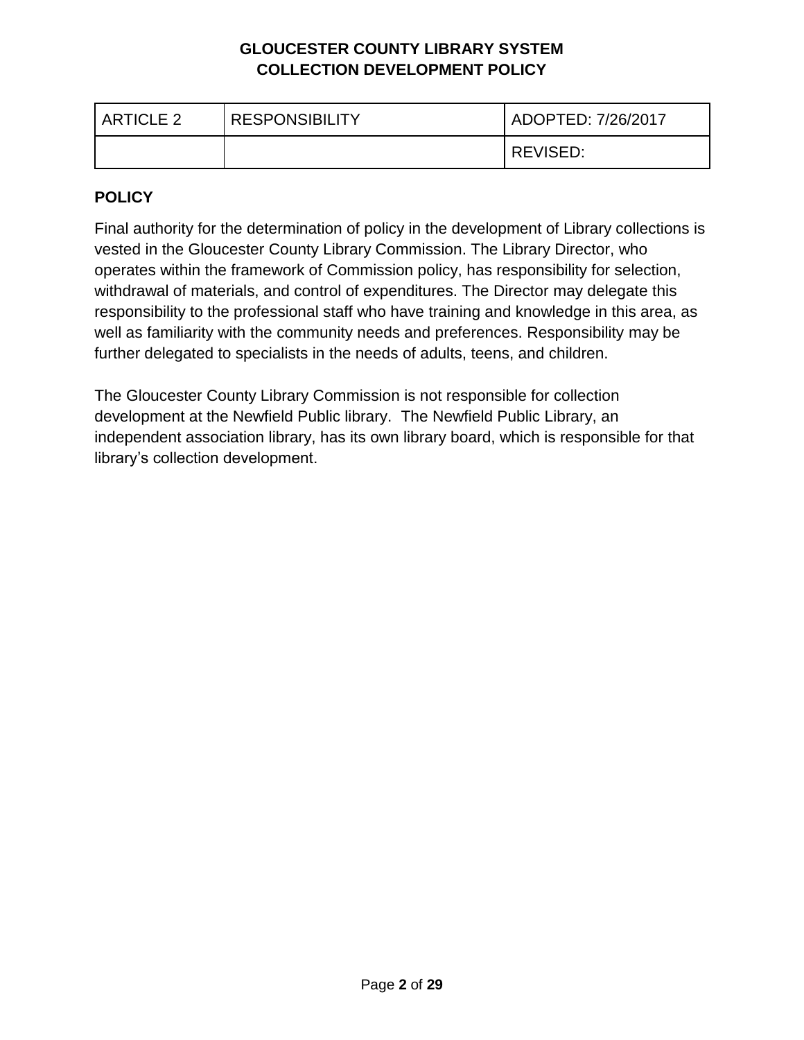| ARTICLE 2 | RESPONSIBILITY | ADOPTED: 7/26/2017 |
|---|---|---|
| | | REVISED: |

## POLICY

Final authority for the determination of policy in the development of Library collections is vested in the Gloucester County Library Commission. The Library Director, who operates within the framework of Commission policy, has responsibility for selection, withdrawal of materials, and control of expenditures. The Director may delegate this responsibility to the professional staff who have training and knowledge in this area, as well as familiarity with the community needs and preferences. Responsibility may be further delegated to specialists in the needs of adults, teens, and children.

The Gloucester County Library Commission is not responsible for collection development at the Newfield Public library. The Newfield Public Library, an independent association library, has its own library board, which is responsible for that library's collection development.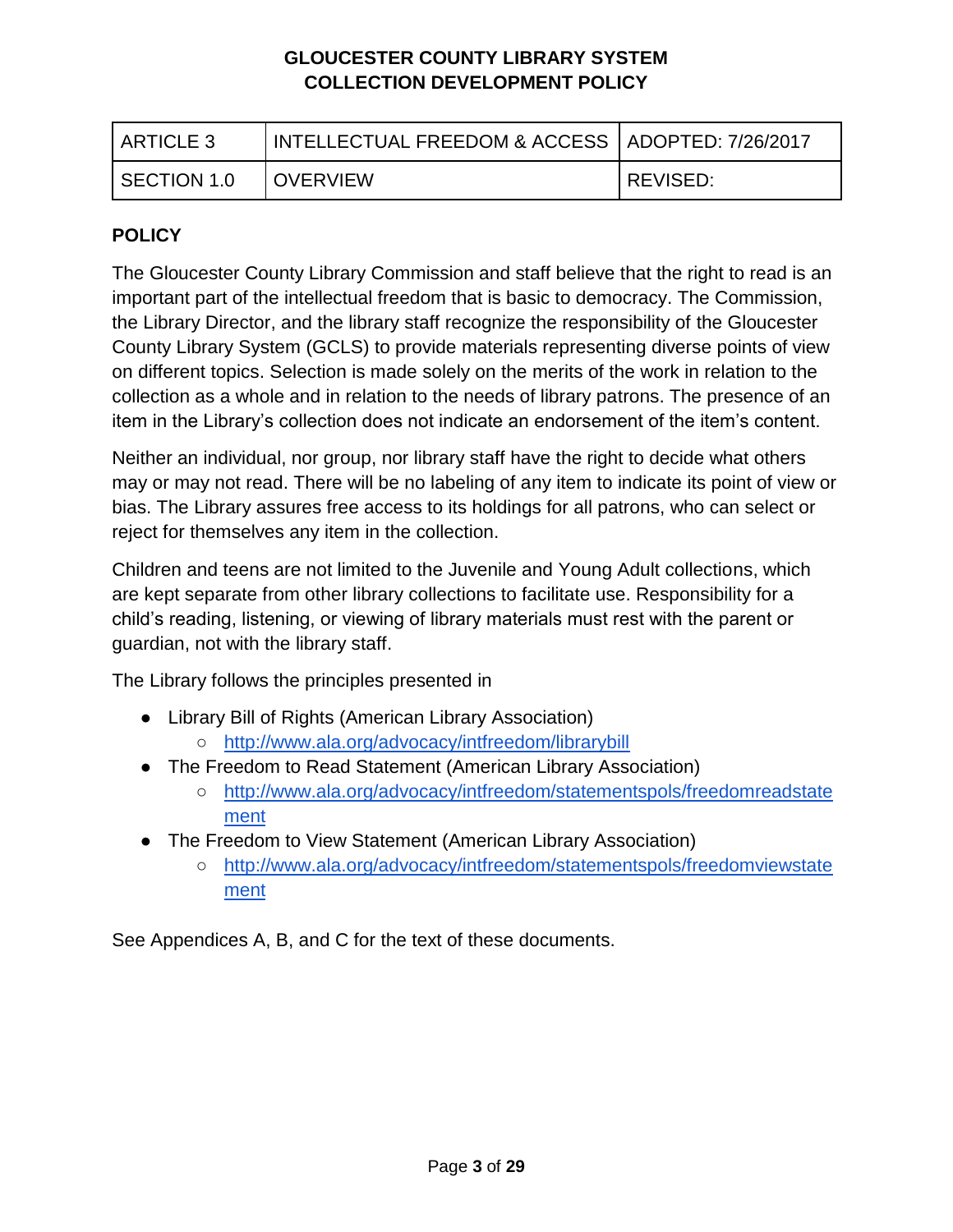**GLOUCESTER COUNTY LIBRARY SYSTEM**
**COLLECTION DEVELOPMENT POLICY**

| ARTICLE 3 | INTELLECTUAL FREEDOM & ACCESS | ADOPTED: 7/26/2017 |
|---|---|---|
| SECTION 1.0 | OVERVIEW | REVISED: |

**POLICY**

The Gloucester County Library Commission and staff believe that the right to read is an important part of the intellectual freedom that is basic to democracy. The Commission, the Library Director, and the library staff recognize the responsibility of the Gloucester County Library System (GCLS) to provide materials representing diverse points of view on different topics. Selection is made solely on the merits of the work in relation to the collection as a whole and in relation to the needs of library patrons. The presence of an item in the Library's collection does not indicate an endorsement of the item's content.

Neither an individual, nor group, nor library staff have the right to decide what others may or may not read. There will be no labeling of any item to indicate its point of view or bias. The Library assures free access to its holdings for all patrons, who can select or reject for themselves any item in the collection.

Children and teens are not limited to the Juvenile and Young Adult collections, which are kept separate from other library collections to facilitate use. Responsibility for a child's reading, listening, or viewing of library materials must rest with the parent or guardian, not with the library staff.

The Library follows the principles presented in

- Library Bill of Rights (American Library Association)
  - http://www.ala.org/advocacy/intfreedom/librarybill
- The Freedom to Read Statement (American Library Association)
  - http://www.ala.org/advocacy/intfreedom/statementspols/freedomreadstatement
- The Freedom to View Statement (American Library Association)
  - http://www.ala.org/advocacy/intfreedom/statementspols/freedomviewstatement

See Appendices A, B, and C for the text of these documents.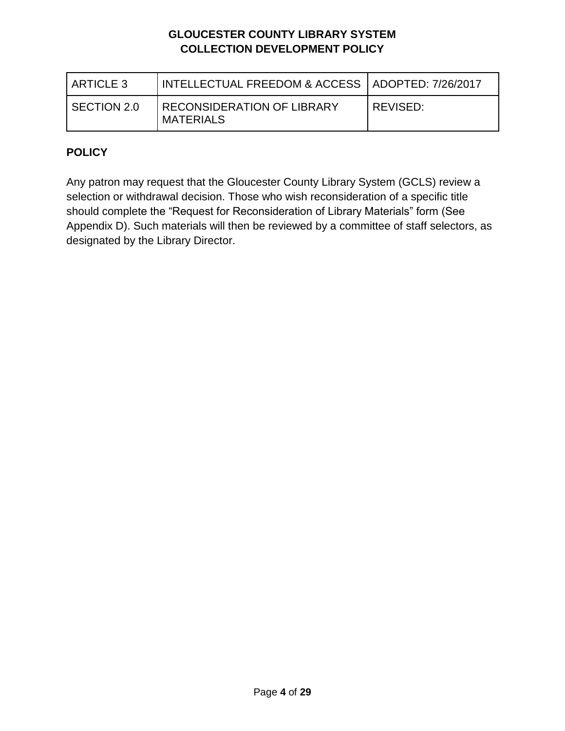| ARTICLE 3 | INTELLECTUAL FREEDOM & ACCESS | ADOPTED: 7/26/2017 |
| --- | --- | --- |
| SECTION 2.0 | RECONSIDERATION OF LIBRARY MATERIALS | REVISED: |

**POLICY**

Any patron may request that the Gloucester County Library System (GCLS) review a selection or withdrawal decision. Those who wish reconsideration of a specific title should complete the "Request for Reconsideration of Library Materials" form (See Appendix D). Such materials will then be reviewed by a committee of staff selectors, as designated by the Library Director.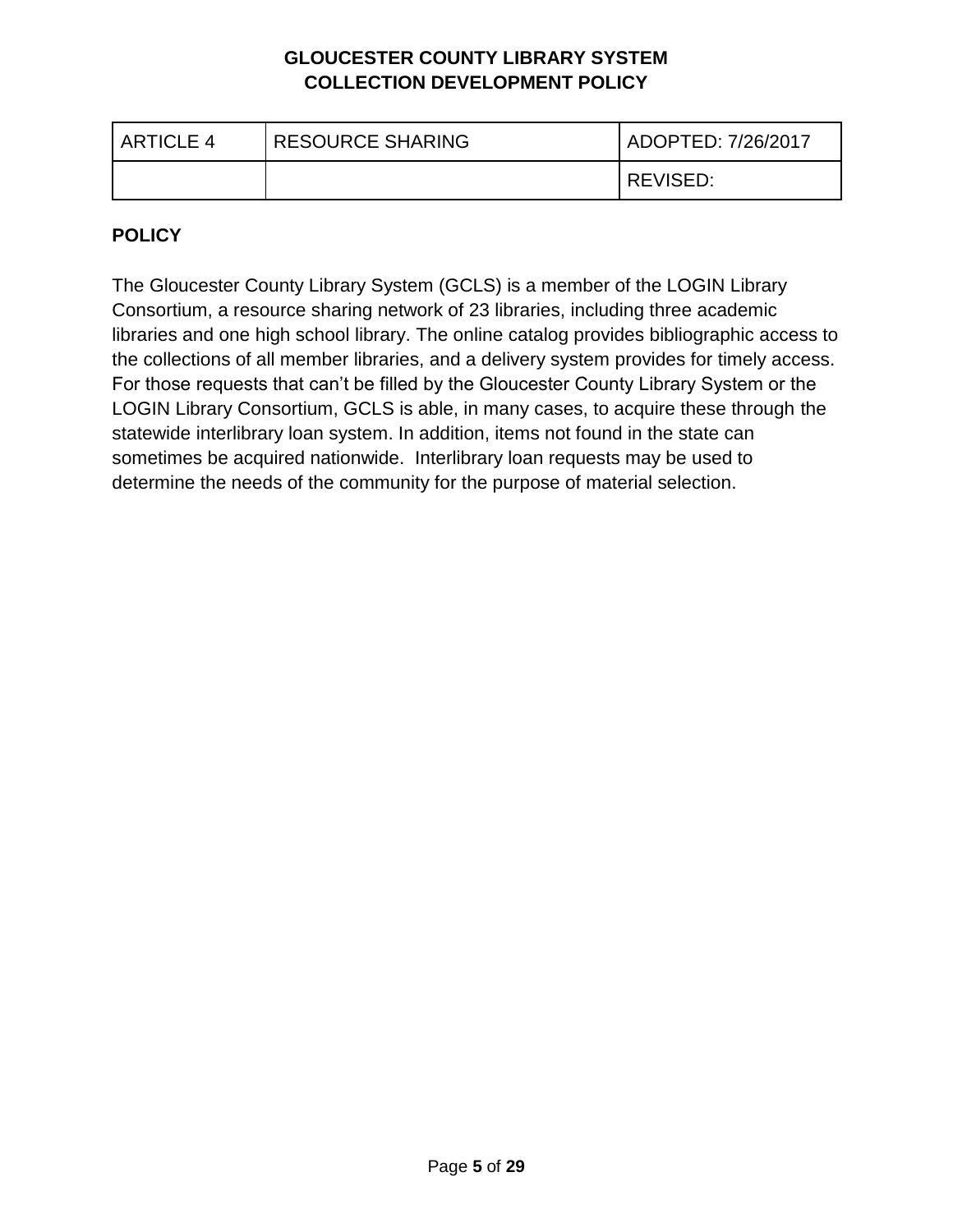| ARTICLE 4 | RESOURCE SHARING | ADOPTED: 7/26/2017 |
| --- | --- | --- |
| | | REVISED: |

**POLICY**

The Gloucester County Library System (GCLS) is a member of the LOGIN Library Consortium, a resource sharing network of 23 libraries, including three academic libraries and one high school library. The online catalog provides bibliographic access to the collections of all member libraries, and a delivery system provides for timely access. For those requests that can't be filled by the Gloucester County Library System or the LOGIN Library Consortium, GCLS is able, in many cases, to acquire these through the statewide interlibrary loan system. In addition, items not found in the state can sometimes be acquired nationwide. Interlibrary loan requests may be used to determine the needs of the community for the purpose of material selection.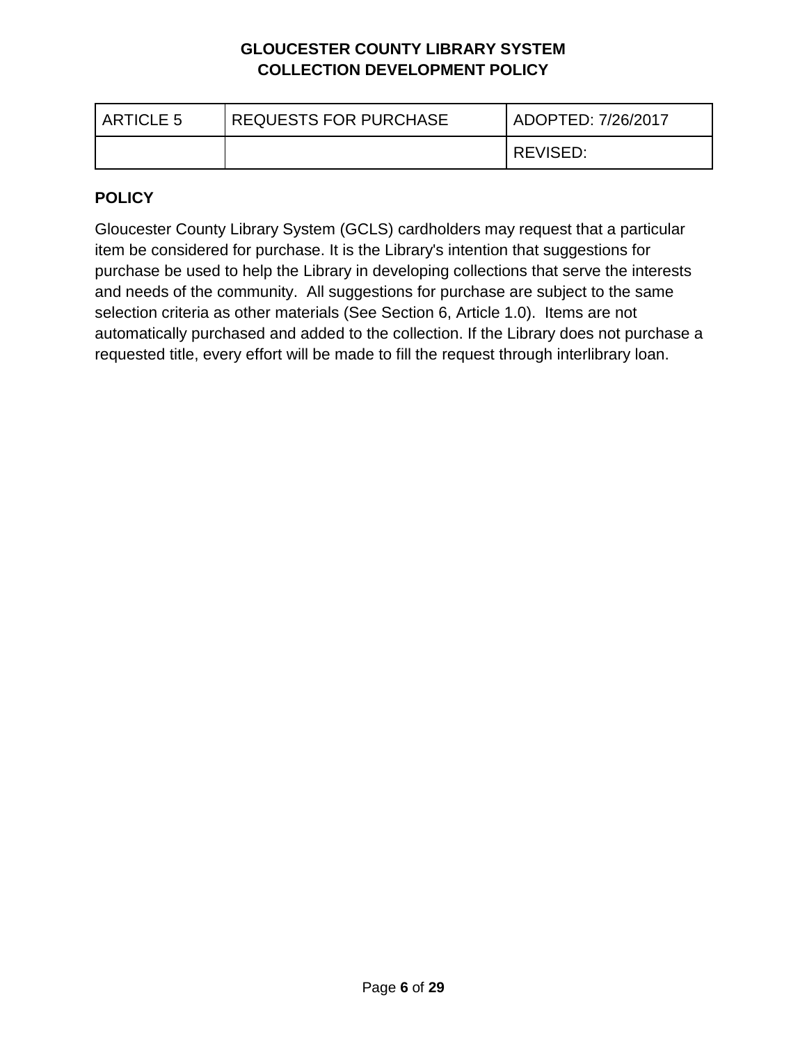| ARTICLE 5 | REQUESTS FOR PURCHASE | ADOPTED: 7/26/2017 |
| --- | --- | --- |
| | | REVISED: |

**POLICY**

Gloucester County Library System (GCLS) cardholders may request that a particular item be considered for purchase. It is the Library's intention that suggestions for purchase be used to help the Library in developing collections that serve the interests and needs of the community. All suggestions for purchase are subject to the same selection criteria as other materials (See Section 6, Article 1.0). Items are not automatically purchased and added to the collection. If the Library does not purchase a requested title, every effort will be made to fill the request through interlibrary loan.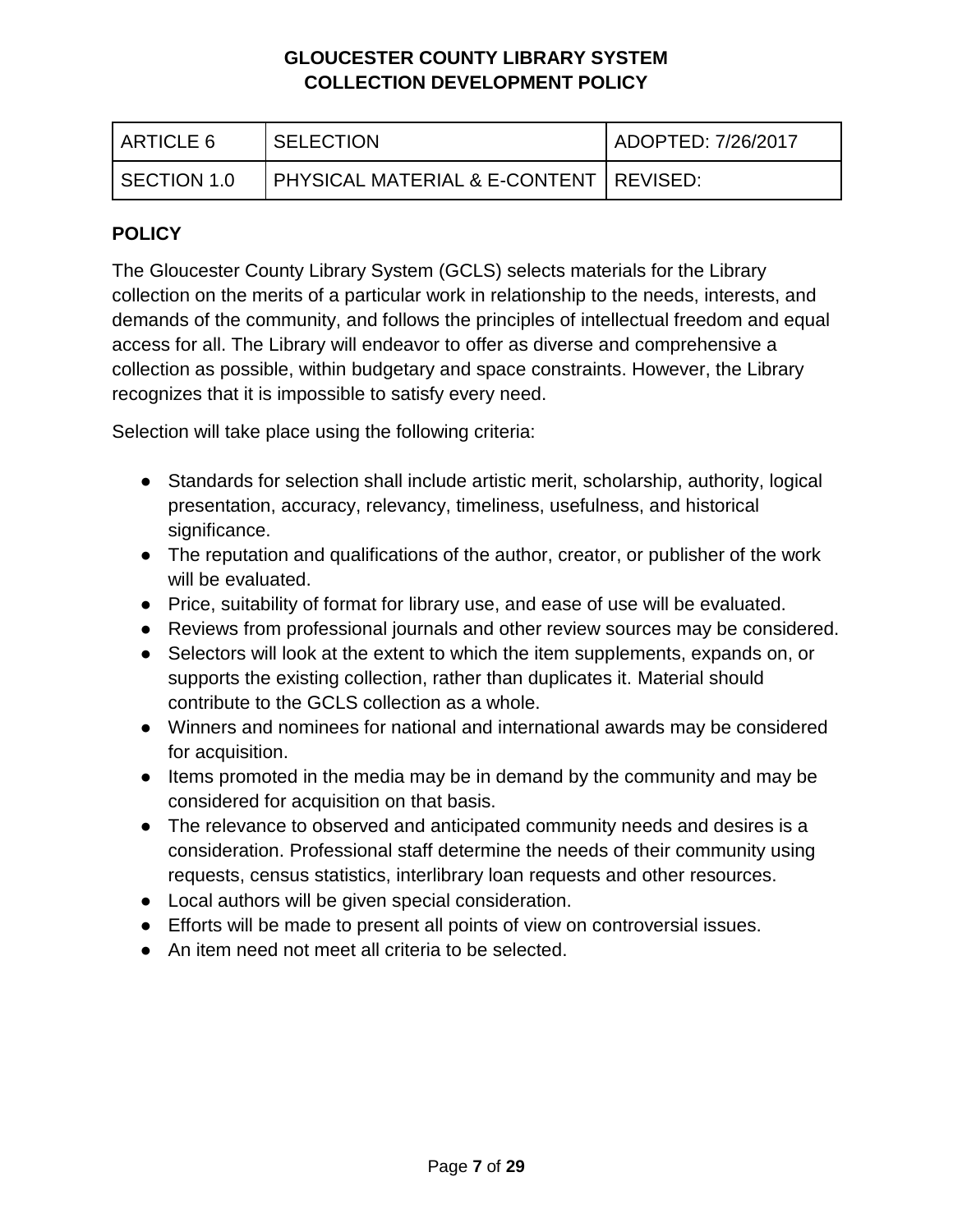| ARTICLE 6 | SELECTION | ADOPTED: 7/26/2017 |
|---|---|---|
| SECTION 1.0 | PHYSICAL MATERIAL & E-CONTENT | REVISED: |

**POLICY**

The Gloucester County Library System (GCLS) selects materials for the Library collection on the merits of a particular work in relationship to the needs, interests, and demands of the community, and follows the principles of intellectual freedom and equal access for all. The Library will endeavor to offer as diverse and comprehensive a collection as possible, within budgetary and space constraints. However, the Library recognizes that it is impossible to satisfy every need.

Selection will take place using the following criteria:

- Standards for selection shall include artistic merit, scholarship, authority, logical presentation, accuracy, relevancy, timeliness, usefulness, and historical significance.
- The reputation and qualifications of the author, creator, or publisher of the work will be evaluated.
- Price, suitability of format for library use, and ease of use will be evaluated.
- Reviews from professional journals and other review sources may be considered.
- Selectors will look at the extent to which the item supplements, expands on, or supports the existing collection, rather than duplicates it. Material should contribute to the GCLS collection as a whole.
- Winners and nominees for national and international awards may be considered for acquisition.
- Items promoted in the media may be in demand by the community and may be considered for acquisition on that basis.
- The relevance to observed and anticipated community needs and desires is a consideration. Professional staff determine the needs of their community using requests, census statistics, interlibrary loan requests and other resources.
- Local authors will be given special consideration.
- Efforts will be made to present all points of view on controversial issues.
- An item need not meet all criteria to be selected.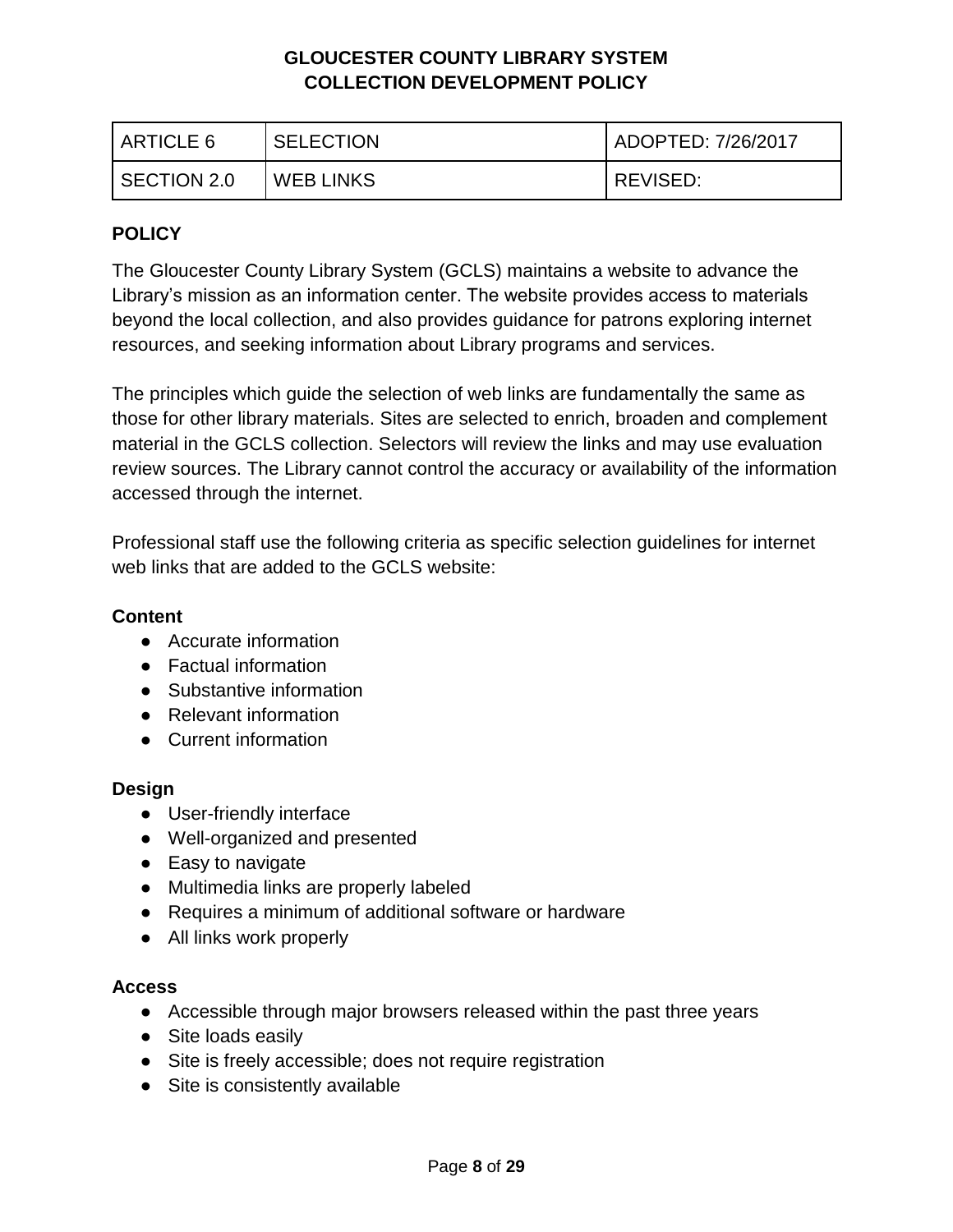| ARTICLE 6 | SELECTION | ADOPTED: 7/26/2017 |
| --- | --- | --- |
| SECTION 2.0 | WEB LINKS | REVISED: |

**POLICY**

The Gloucester County Library System (GCLS) maintains a website to advance the Library's mission as an information center. The website provides access to materials beyond the local collection, and also provides guidance for patrons exploring internet resources, and seeking information about Library programs and services.

The principles which guide the selection of web links are fundamentally the same as those for other library materials. Sites are selected to enrich, broaden and complement material in the GCLS collection. Selectors will review the links and may use evaluation review sources. The Library cannot control the accuracy or availability of the information accessed through the internet.

Professional staff use the following criteria as specific selection guidelines for internet web links that are added to the GCLS website:

**Content**

- Accurate information
- Factual information
- Substantive information
- Relevant information
- Current information

**Design**

- User-friendly interface
- Well-organized and presented
- Easy to navigate
- Multimedia links are properly labeled
- Requires a minimum of additional software or hardware
- All links work properly

**Access**

- Accessible through major browsers released within the past three years
- Site loads easily
- Site is freely accessible; does not require registration
- Site is consistently available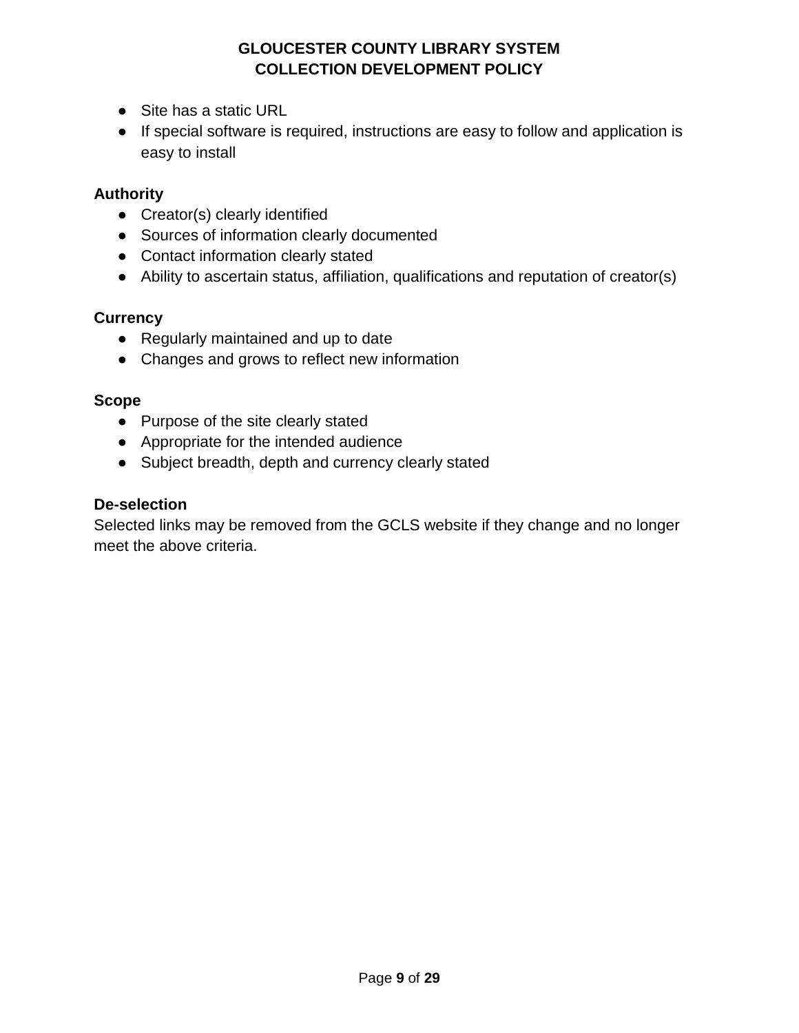- Site has a static URL
- If special software is required, instructions are easy to follow and application is easy to install

**Authority**

- Creator(s) clearly identified
- Sources of information clearly documented
- Contact information clearly stated
- Ability to ascertain status, affiliation, qualifications and reputation of creator(s)

**Currency**

- Regularly maintained and up to date
- Changes and grows to reflect new information

**Scope**

- Purpose of the site clearly stated
- Appropriate for the intended audience
- Subject breadth, depth and currency clearly stated

**De-selection**

Selected links may be removed from the GCLS website if they change and no longer meet the above criteria.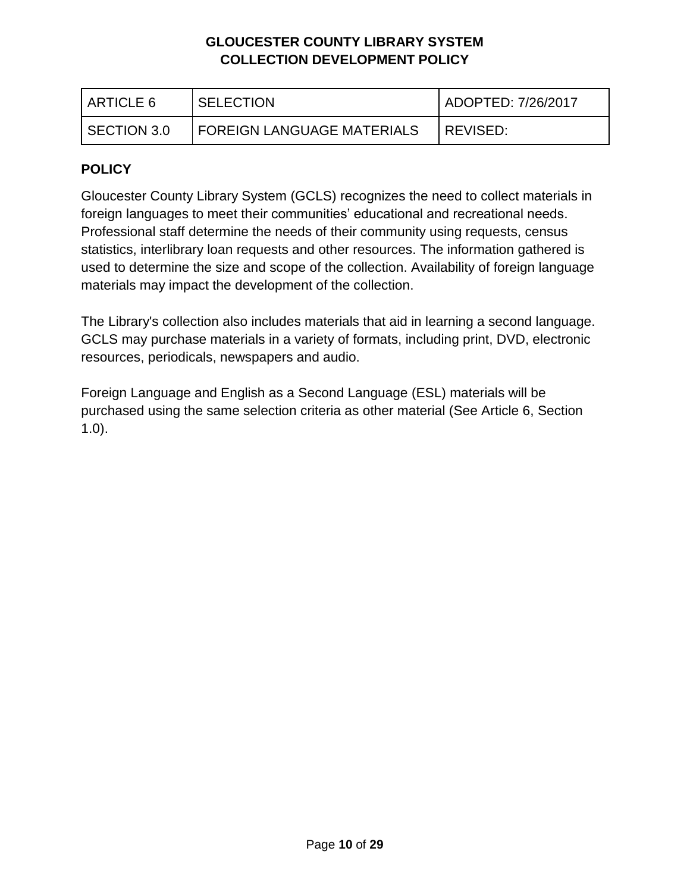| ARTICLE 6 | SELECTION | ADOPTED: 7/26/2017 |
| --- | --- | --- |
| SECTION 3.0 | FOREIGN LANGUAGE MATERIALS | REVISED: |

**POLICY**

Gloucester County Library System (GCLS) recognizes the need to collect materials in foreign languages to meet their communities' educational and recreational needs. Professional staff determine the needs of their community using requests, census statistics, interlibrary loan requests and other resources. The information gathered is used to determine the size and scope of the collection. Availability of foreign language materials may impact the development of the collection.

The Library's collection also includes materials that aid in learning a second language. GCLS may purchase materials in a variety of formats, including print, DVD, electronic resources, periodicals, newspapers and audio.

Foreign Language and English as a Second Language (ESL) materials will be purchased using the same selection criteria as other material (See Article 6, Section 1.0).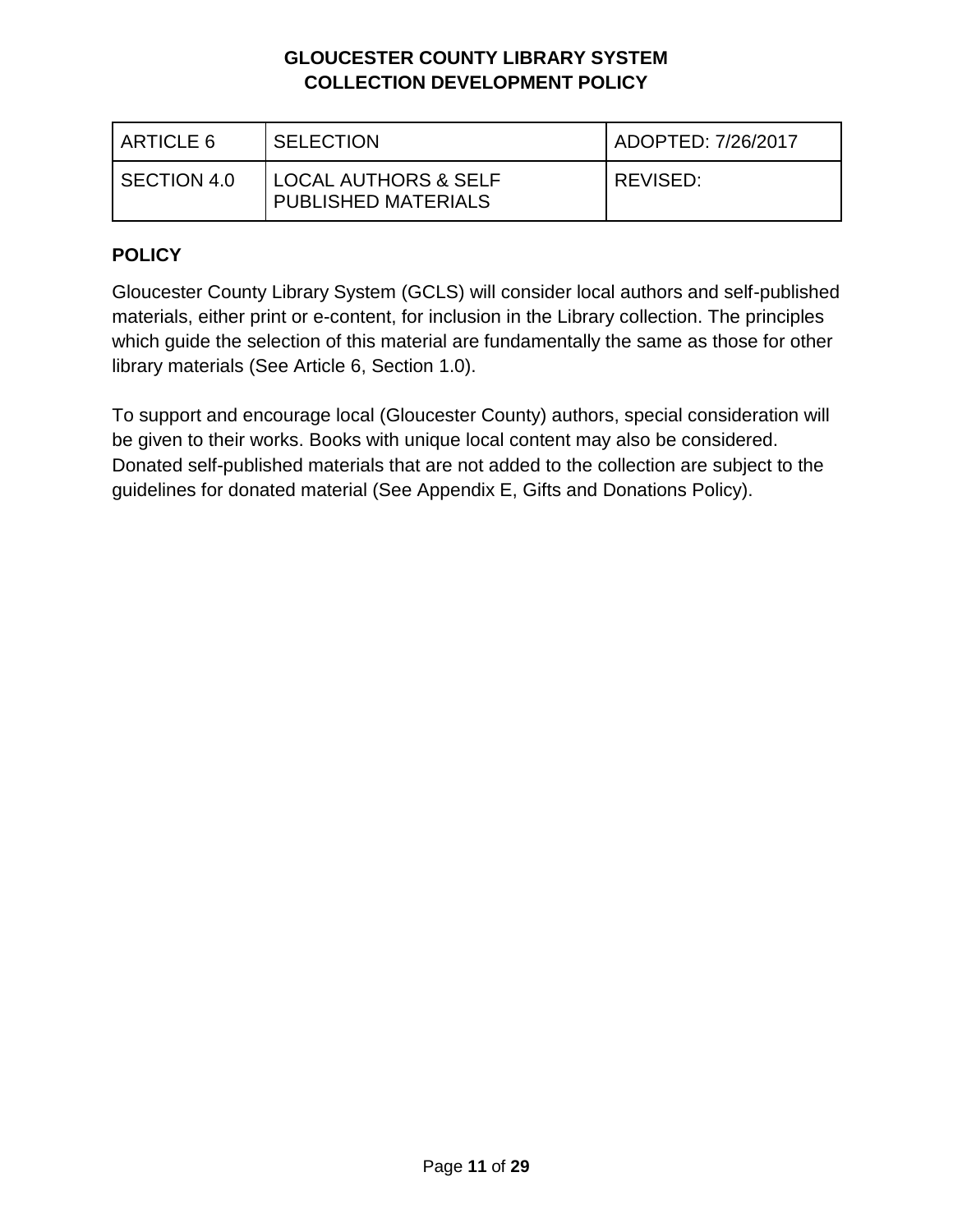| ARTICLE 6 | SELECTION | ADOPTED: 7/26/2017 |
| --- | --- | --- |
| SECTION 4.0 | LOCAL AUTHORS & SELF PUBLISHED MATERIALS | REVISED: |

**POLICY**

Gloucester County Library System (GCLS) will consider local authors and self-published materials, either print or e-content, for inclusion in the Library collection. The principles which guide the selection of this material are fundamentally the same as those for other library materials (See Article 6, Section 1.0).

To support and encourage local (Gloucester County) authors, special consideration will be given to their works. Books with unique local content may also be considered. Donated self-published materials that are not added to the collection are subject to the guidelines for donated material (See Appendix E, Gifts and Donations Policy).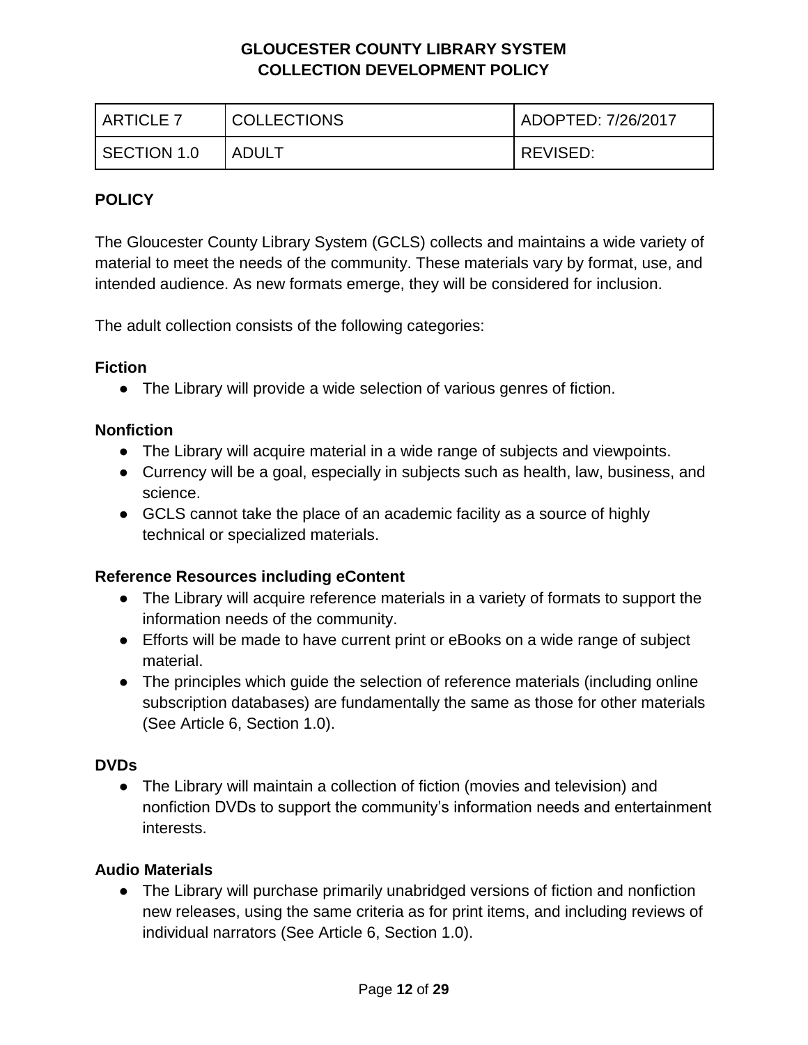**GLOUCESTER COUNTY LIBRARY SYSTEM**
**COLLECTION DEVELOPMENT POLICY**

| ARTICLE 7 | COLLECTIONS | ADOPTED: 7/26/2017 |
|---|---|---|
| SECTION 1.0 | ADULT | REVISED: |

**POLICY**

The Gloucester County Library System (GCLS) collects and maintains a wide variety of material to meet the needs of the community. These materials vary by format, use, and intended audience. As new formats emerge, they will be considered for inclusion.

The adult collection consists of the following categories:

**Fiction**

- The Library will provide a wide selection of various genres of fiction.

**Nonfiction**

- The Library will acquire material in a wide range of subjects and viewpoints.
- Currency will be a goal, especially in subjects such as health, law, business, and science.
- GCLS cannot take the place of an academic facility as a source of highly technical or specialized materials.

**Reference Resources including eContent**

- The Library will acquire reference materials in a variety of formats to support the information needs of the community.
- Efforts will be made to have current print or eBooks on a wide range of subject material.
- The principles which guide the selection of reference materials (including online subscription databases) are fundamentally the same as those for other materials (See Article 6, Section 1.0).

**DVDs**

- The Library will maintain a collection of fiction (movies and television) and nonfiction DVDs to support the community's information needs and entertainment interests.

**Audio Materials**

- The Library will purchase primarily unabridged versions of fiction and nonfiction new releases, using the same criteria as for print items, and including reviews of individual narrators (See Article 6, Section 1.0).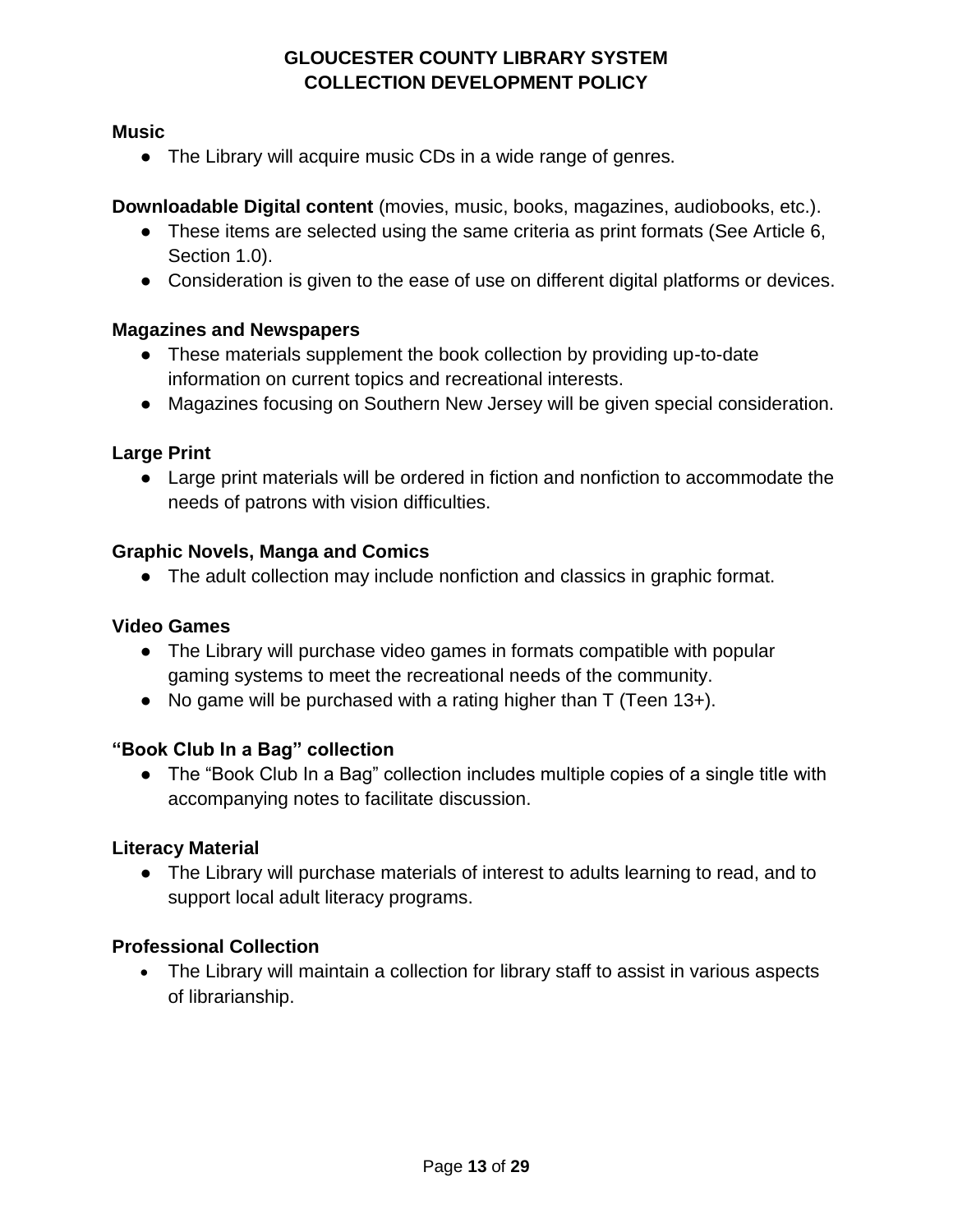**Music**

- The Library will acquire music CDs in a wide range of genres.

**Downloadable Digital content** (movies, music, books, magazines, audiobooks, etc.).

- These items are selected using the same criteria as print formats (See Article 6, Section 1.0).
- Consideration is given to the ease of use on different digital platforms or devices.

**Magazines and Newspapers**

- These materials supplement the book collection by providing up-to-date information on current topics and recreational interests.
- Magazines focusing on Southern New Jersey will be given special consideration.

**Large Print**

- Large print materials will be ordered in fiction and nonfiction to accommodate the needs of patrons with vision difficulties.

**Graphic Novels, Manga and Comics**

- The adult collection may include nonfiction and classics in graphic format.

**Video Games**

- The Library will purchase video games in formats compatible with popular gaming systems to meet the recreational needs of the community.
- No game will be purchased with a rating higher than T (Teen 13+).

**"Book Club In a Bag" collection**

- The "Book Club In a Bag" collection includes multiple copies of a single title with accompanying notes to facilitate discussion.

**Literacy Material**

- The Library will purchase materials of interest to adults learning to read, and to support local adult literacy programs.

**Professional Collection**

- The Library will maintain a collection for library staff to assist in various aspects of librarianship.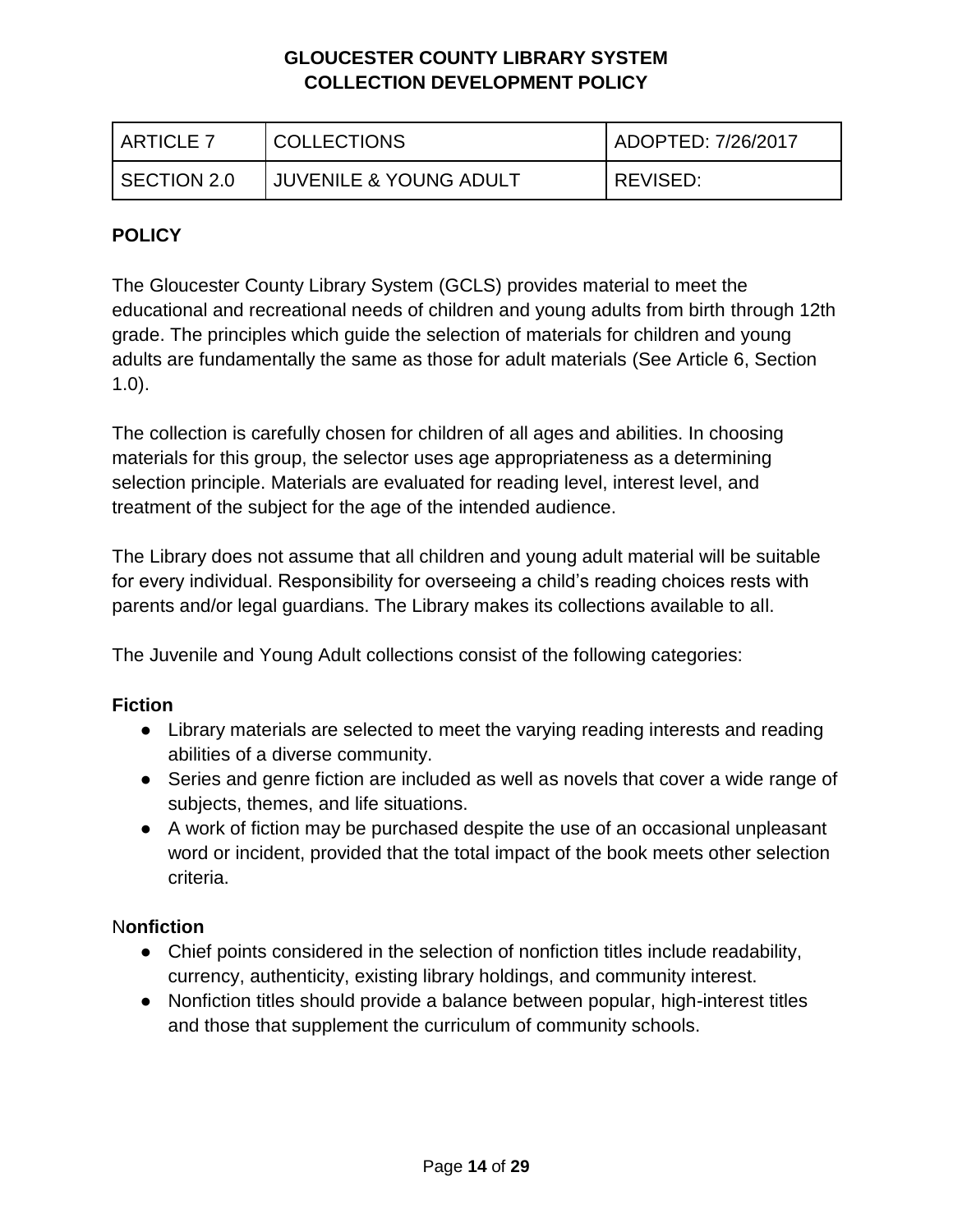| ARTICLE 7 | COLLECTIONS | ADOPTED: 7/26/2017 |
|---|---|---|
| SECTION 2.0 | JUVENILE & YOUNG ADULT | REVISED: |

## POLICY

The Gloucester County Library System (GCLS) provides material to meet the educational and recreational needs of children and young adults from birth through 12th grade. The principles which guide the selection of materials for children and young adults are fundamentally the same as those for adult materials (See Article 6, Section 1.0).

The collection is carefully chosen for children of all ages and abilities. In choosing materials for this group, the selector uses age appropriateness as a determining selection principle. Materials are evaluated for reading level, interest level, and treatment of the subject for the age of the intended audience.

The Library does not assume that all children and young adult material will be suitable for every individual. Responsibility for overseeing a child's reading choices rests with parents and/or legal guardians. The Library makes its collections available to all.

The Juvenile and Young Adult collections consist of the following categories:

**Fiction**

- Library materials are selected to meet the varying reading interests and reading abilities of a diverse community.
- Series and genre fiction are included as well as novels that cover a wide range of subjects, themes, and life situations.
- A work of fiction may be purchased despite the use of an occasional unpleasant word or incident, provided that the total impact of the book meets other selection criteria.

N**onfiction**

- Chief points considered in the selection of nonfiction titles include readability, currency, authenticity, existing library holdings, and community interest.
- Nonfiction titles should provide a balance between popular, high-interest titles and those that supplement the curriculum of community schools.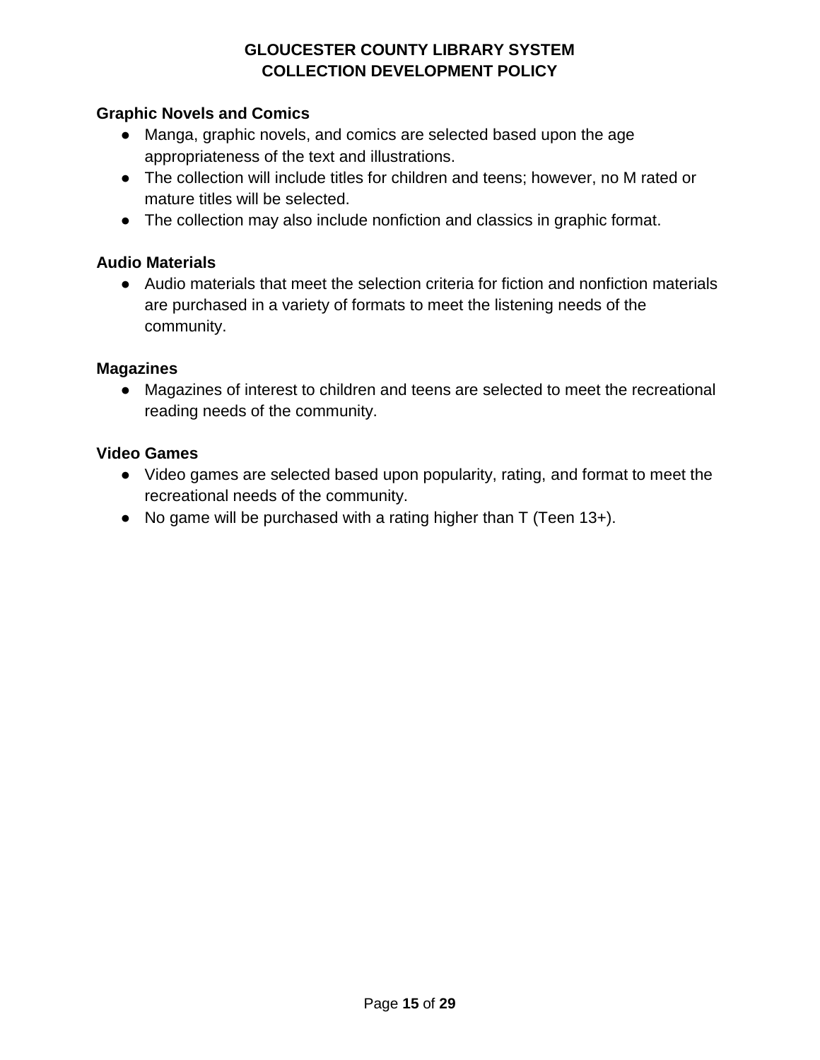### Graphic Novels and Comics

- Manga, graphic novels, and comics are selected based upon the age appropriateness of the text and illustrations.
- The collection will include titles for children and teens; however, no M rated or mature titles will be selected.
- The collection may also include nonfiction and classics in graphic format.

### Audio Materials

- Audio materials that meet the selection criteria for fiction and nonfiction materials are purchased in a variety of formats to meet the listening needs of the community.

### Magazines

- Magazines of interest to children and teens are selected to meet the recreational reading needs of the community.

### Video Games

- Video games are selected based upon popularity, rating, and format to meet the recreational needs of the community.
- No game will be purchased with a rating higher than T (Teen 13+).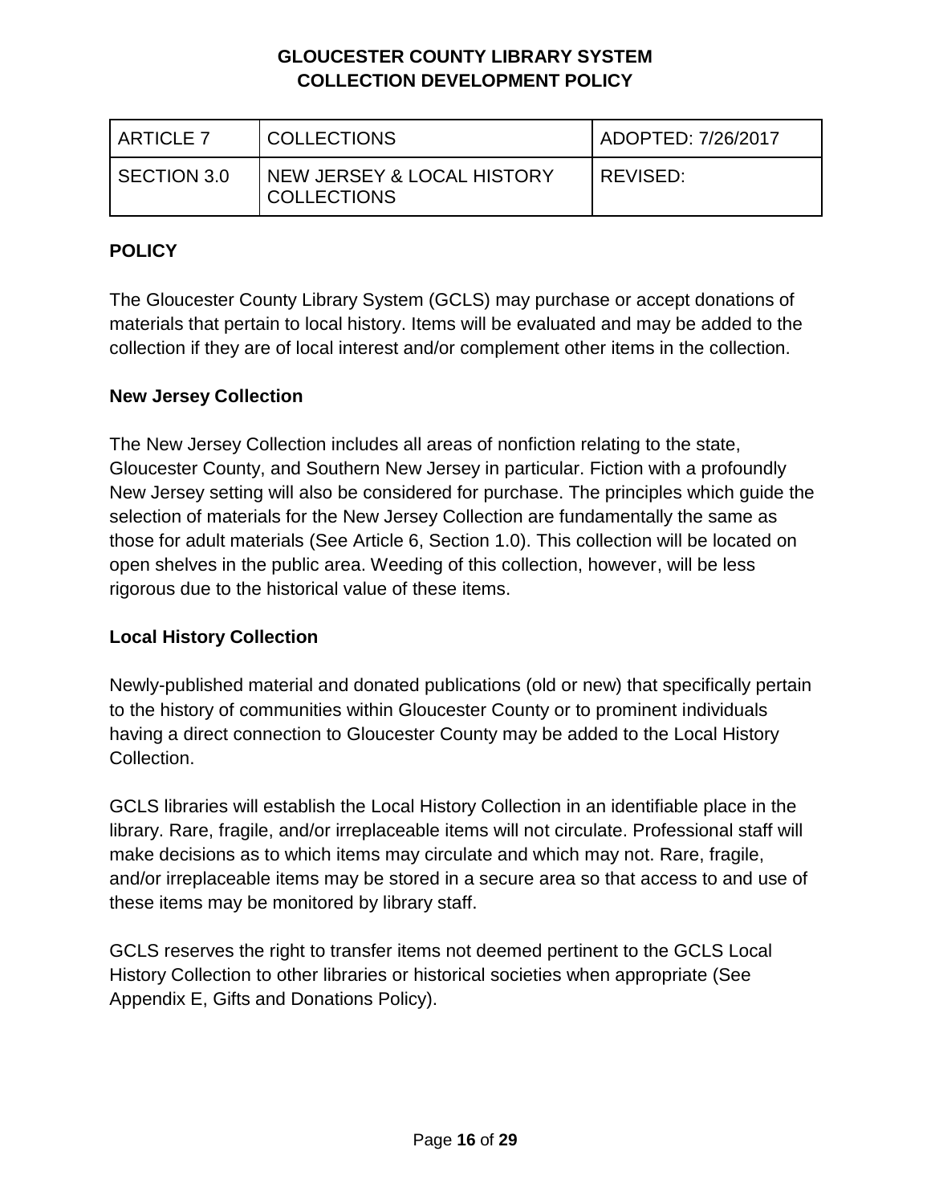| ARTICLE 7 | COLLECTIONS | ADOPTED: 7/26/2017 |
|---|---|---|
| SECTION 3.0 | NEW JERSEY & LOCAL HISTORY COLLECTIONS | REVISED: |

## POLICY

The Gloucester County Library System (GCLS) may purchase or accept donations of materials that pertain to local history. Items will be evaluated and may be added to the collection if they are of local interest and/or complement other items in the collection.

### New Jersey Collection

The New Jersey Collection includes all areas of nonfiction relating to the state, Gloucester County, and Southern New Jersey in particular. Fiction with a profoundly New Jersey setting will also be considered for purchase. The principles which guide the selection of materials for the New Jersey Collection are fundamentally the same as those for adult materials (See Article 6, Section 1.0). This collection will be located on open shelves in the public area. Weeding of this collection, however, will be less rigorous due to the historical value of these items.

### Local History Collection

Newly-published material and donated publications (old or new) that specifically pertain to the history of communities within Gloucester County or to prominent individuals having a direct connection to Gloucester County may be added to the Local History Collection.

GCLS libraries will establish the Local History Collection in an identifiable place in the library. Rare, fragile, and/or irreplaceable items will not circulate. Professional staff will make decisions as to which items may circulate and which may not. Rare, fragile, and/or irreplaceable items may be stored in a secure area so that access to and use of these items may be monitored by library staff.

GCLS reserves the right to transfer items not deemed pertinent to the GCLS Local History Collection to other libraries or historical societies when appropriate (See Appendix E, Gifts and Donations Policy).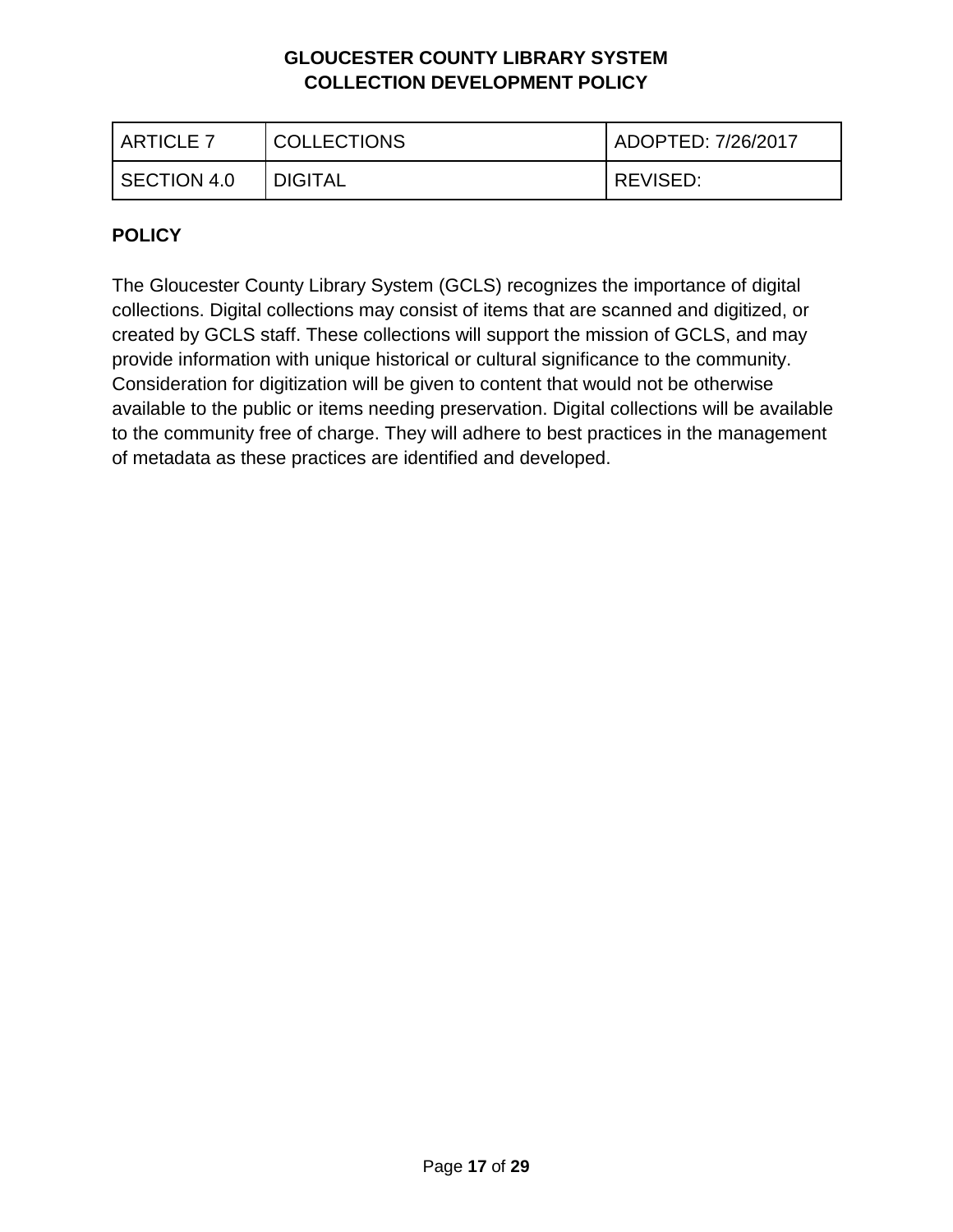| ARTICLE 7 | COLLECTIONS | ADOPTED: 7/26/2017 |
|---|---|---|
| SECTION 4.0 | DIGITAL | REVISED: |

**POLICY**

The Gloucester County Library System (GCLS) recognizes the importance of digital collections. Digital collections may consist of items that are scanned and digitized, or created by GCLS staff. These collections will support the mission of GCLS, and may provide information with unique historical or cultural significance to the community. Consideration for digitization will be given to content that would not be otherwise available to the public or items needing preservation. Digital collections will be available to the community free of charge. They will adhere to best practices in the management of metadata as these practices are identified and developed.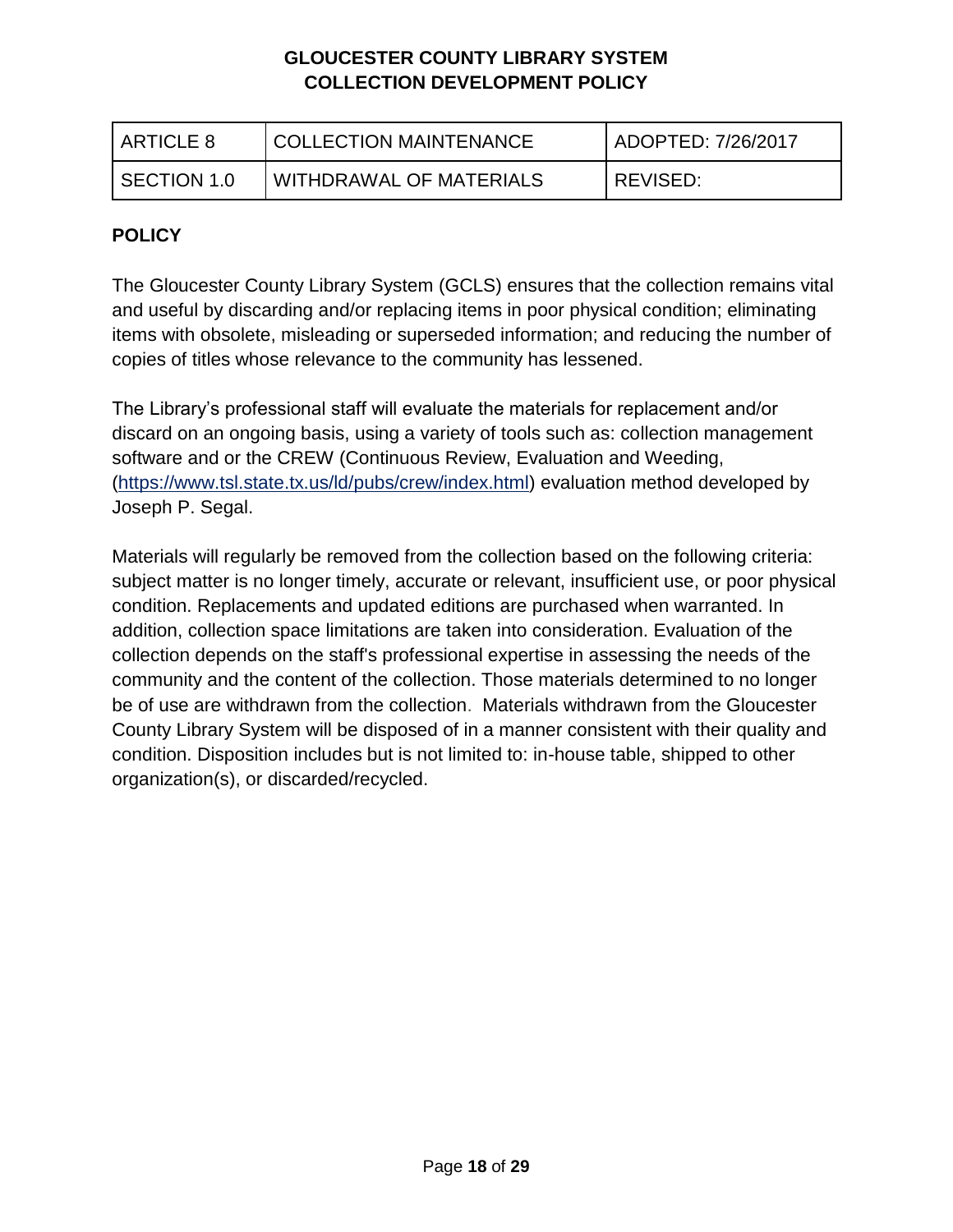**GLOUCESTER COUNTY LIBRARY SYSTEM**
**COLLECTION DEVELOPMENT POLICY**

| ARTICLE 8 | COLLECTION MAINTENANCE | ADOPTED: 7/26/2017 |
|---|---|---|
| SECTION 1.0 | WITHDRAWAL OF MATERIALS | REVISED: |

## POLICY

The Gloucester County Library System (GCLS) ensures that the collection remains vital and useful by discarding and/or replacing items in poor physical condition; eliminating items with obsolete, misleading or superseded information; and reducing the number of copies of titles whose relevance to the community has lessened.

The Library's professional staff will evaluate the materials for replacement and/or discard on an ongoing basis, using a variety of tools such as: collection management software and or the CREW (Continuous Review, Evaluation and Weeding, (https://www.tsl.state.tx.us/ld/pubs/crew/index.html) evaluation method developed by Joseph P. Segal.

Materials will regularly be removed from the collection based on the following criteria: subject matter is no longer timely, accurate or relevant, insufficient use, or poor physical condition. Replacements and updated editions are purchased when warranted. In addition, collection space limitations are taken into consideration. Evaluation of the collection depends on the staff's professional expertise in assessing the needs of the community and the content of the collection. Those materials determined to no longer be of use are withdrawn from the collection. Materials withdrawn from the Gloucester County Library System will be disposed of in a manner consistent with their quality and condition. Disposition includes but is not limited to: in-house table, shipped to other organization(s), or discarded/recycled.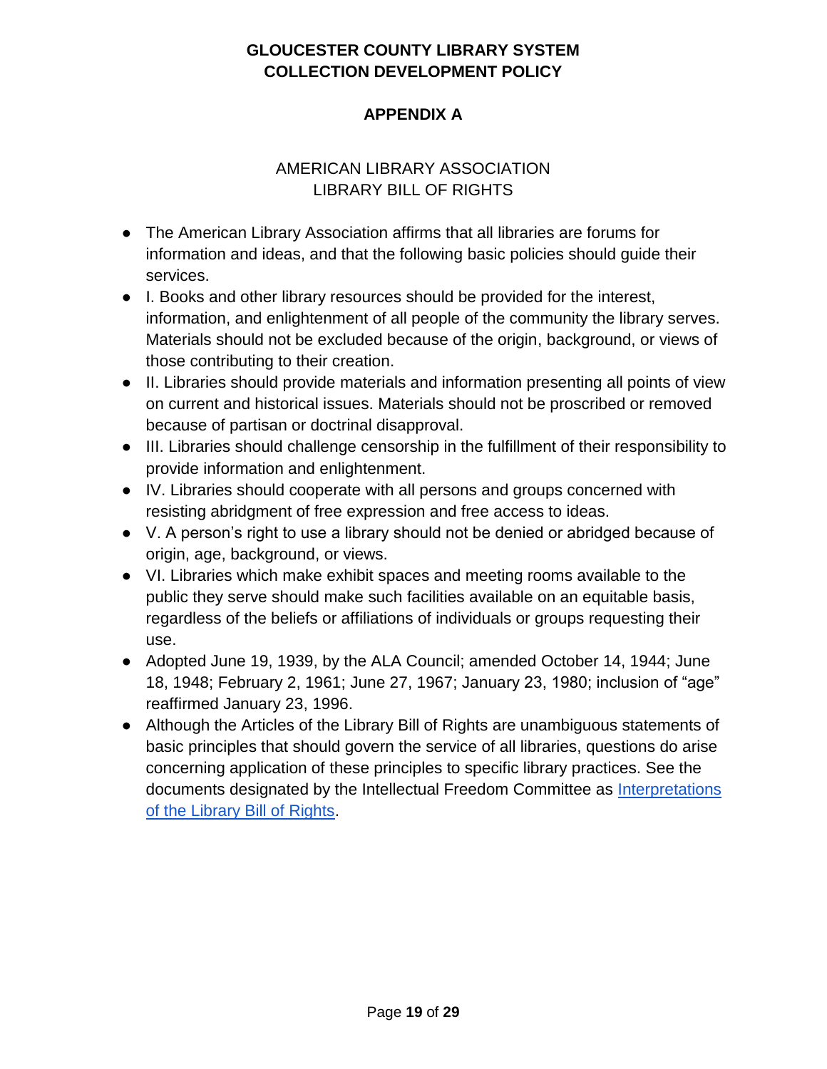# GLOUCESTER COUNTY LIBRARY SYSTEM
# COLLECTION DEVELOPMENT POLICY

## APPENDIX A

AMERICAN LIBRARY ASSOCIATION
LIBRARY BILL OF RIGHTS

- The American Library Association affirms that all libraries are forums for information and ideas, and that the following basic policies should guide their services.
- I. Books and other library resources should be provided for the interest, information, and enlightenment of all people of the community the library serves. Materials should not be excluded because of the origin, background, or views of those contributing to their creation.
- II. Libraries should provide materials and information presenting all points of view on current and historical issues. Materials should not be proscribed or removed because of partisan or doctrinal disapproval.
- III. Libraries should challenge censorship in the fulfillment of their responsibility to provide information and enlightenment.
- IV. Libraries should cooperate with all persons and groups concerned with resisting abridgment of free expression and free access to ideas.
- V. A person's right to use a library should not be denied or abridged because of origin, age, background, or views.
- VI. Libraries which make exhibit spaces and meeting rooms available to the public they serve should make such facilities available on an equitable basis, regardless of the beliefs or affiliations of individuals or groups requesting their use.
- Adopted June 19, 1939, by the ALA Council; amended October 14, 1944; June 18, 1948; February 2, 1961; June 27, 1967; January 23, 1980; inclusion of "age" reaffirmed January 23, 1996.
- Although the Articles of the Library Bill of Rights are unambiguous statements of basic principles that should govern the service of all libraries, questions do arise concerning application of these principles to specific library practices. See the documents designated by the Intellectual Freedom Committee as Interpretations of the Library Bill of Rights.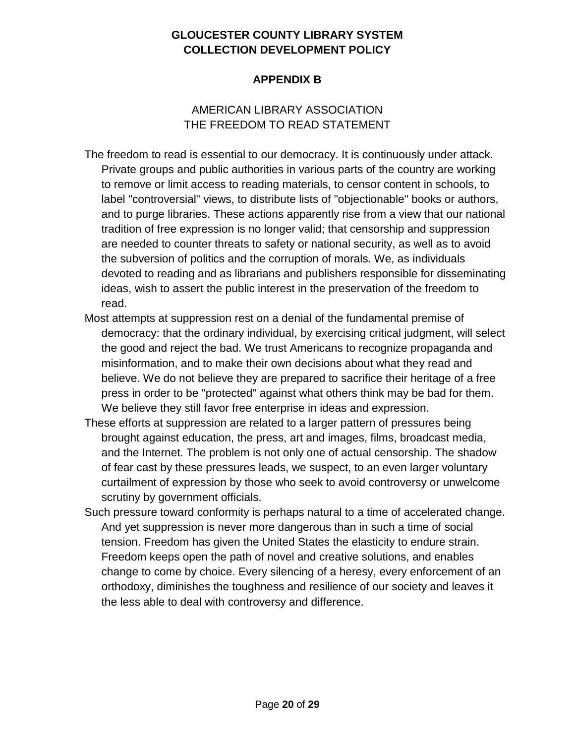**GLOUCESTER COUNTY LIBRARY SYSTEM**
**COLLECTION DEVELOPMENT POLICY**

## APPENDIX B

### AMERICAN LIBRARY ASSOCIATION
### THE FREEDOM TO READ STATEMENT

The freedom to read is essential to our democracy. It is continuously under attack. Private groups and public authorities in various parts of the country are working to remove or limit access to reading materials, to censor content in schools, to label "controversial" views, to distribute lists of "objectionable" books or authors, and to purge libraries. These actions apparently rise from a view that our national tradition of free expression is no longer valid; that censorship and suppression are needed to counter threats to safety or national security, as well as to avoid the subversion of politics and the corruption of morals. We, as individuals devoted to reading and as librarians and publishers responsible for disseminating ideas, wish to assert the public interest in the preservation of the freedom to read.

Most attempts at suppression rest on a denial of the fundamental premise of democracy: that the ordinary individual, by exercising critical judgment, will select the good and reject the bad. We trust Americans to recognize propaganda and misinformation, and to make their own decisions about what they read and believe. We do not believe they are prepared to sacrifice their heritage of a free press in order to be "protected" against what others think may be bad for them. We believe they still favor free enterprise in ideas and expression.

These efforts at suppression are related to a larger pattern of pressures being brought against education, the press, art and images, films, broadcast media, and the Internet. The problem is not only one of actual censorship. The shadow of fear cast by these pressures leads, we suspect, to an even larger voluntary curtailment of expression by those who seek to avoid controversy or unwelcome scrutiny by government officials.

Such pressure toward conformity is perhaps natural to a time of accelerated change. And yet suppression is never more dangerous than in such a time of social tension. Freedom has given the United States the elasticity to endure strain. Freedom keeps open the path of novel and creative solutions, and enables change to come by choice. Every silencing of a heresy, every enforcement of an orthodoxy, diminishes the toughness and resilience of our society and leaves it the less able to deal with controversy and difference.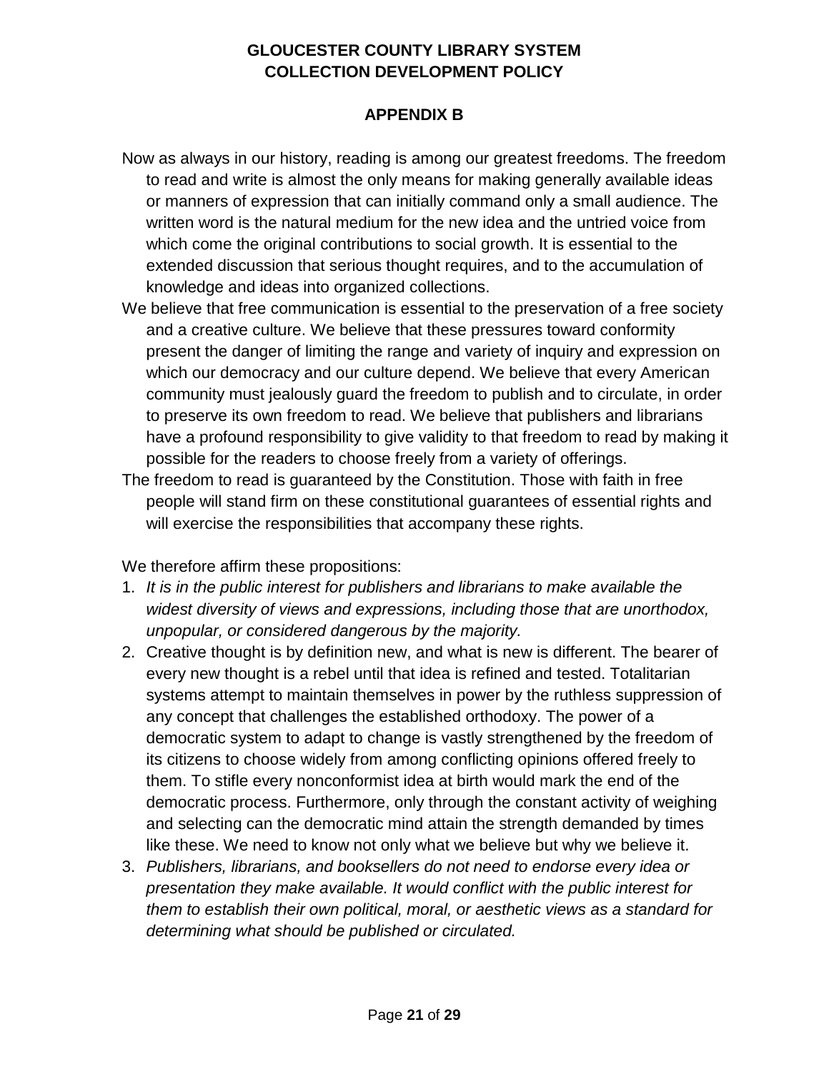**GLOUCESTER COUNTY LIBRARY SYSTEM**
**COLLECTION DEVELOPMENT POLICY**

## APPENDIX B

Now as always in our history, reading is among our greatest freedoms. The freedom to read and write is almost the only means for making generally available ideas or manners of expression that can initially command only a small audience. The written word is the natural medium for the new idea and the untried voice from which come the original contributions to social growth. It is essential to the extended discussion that serious thought requires, and to the accumulation of knowledge and ideas into organized collections.

We believe that free communication is essential to the preservation of a free society and a creative culture. We believe that these pressures toward conformity present the danger of limiting the range and variety of inquiry and expression on which our democracy and our culture depend. We believe that every American community must jealously guard the freedom to publish and to circulate, in order to preserve its own freedom to read. We believe that publishers and librarians have a profound responsibility to give validity to that freedom to read by making it possible for the readers to choose freely from a variety of offerings.

The freedom to read is guaranteed by the Constitution. Those with faith in free people will stand firm on these constitutional guarantees of essential rights and will exercise the responsibilities that accompany these rights.

We therefore affirm these propositions:

1. *It is in the public interest for publishers and librarians to make available the widest diversity of views and expressions, including those that are unorthodox, unpopular, or considered dangerous by the majority.*
2. Creative thought is by definition new, and what is new is different. The bearer of every new thought is a rebel until that idea is refined and tested. Totalitarian systems attempt to maintain themselves in power by the ruthless suppression of any concept that challenges the established orthodoxy. The power of a democratic system to adapt to change is vastly strengthened by the freedom of its citizens to choose widely from among conflicting opinions offered freely to them. To stifle every nonconformist idea at birth would mark the end of the democratic process. Furthermore, only through the constant activity of weighing and selecting can the democratic mind attain the strength demanded by times like these. We need to know not only what we believe but why we believe it.
3. *Publishers, librarians, and booksellers do not need to endorse every idea or presentation they make available. It would conflict with the public interest for them to establish their own political, moral, or aesthetic views as a standard for determining what should be published or circulated.*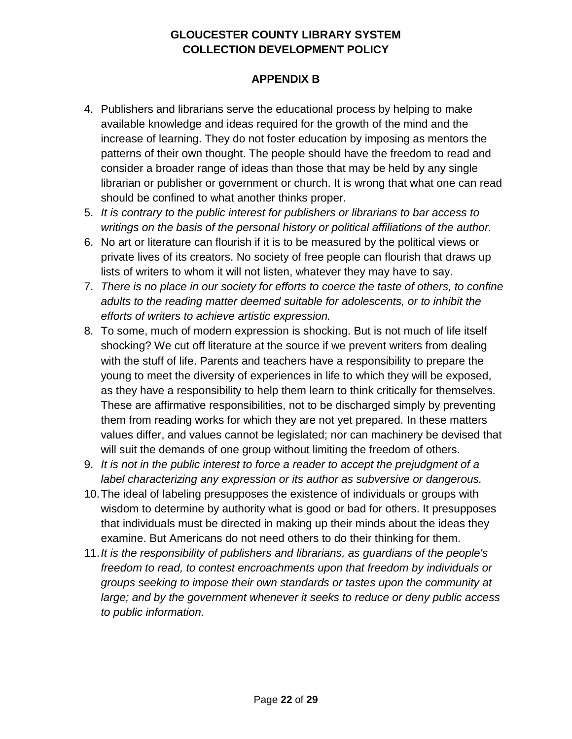## APPENDIX B

4. Publishers and librarians serve the educational process by helping to make available knowledge and ideas required for the growth of the mind and the increase of learning. They do not foster education by imposing as mentors the patterns of their own thought. The people should have the freedom to read and consider a broader range of ideas than those that may be held by any single librarian or publisher or government or church. It is wrong that what one can read should be confined to what another thinks proper.
5. *It is contrary to the public interest for publishers or librarians to bar access to writings on the basis of the personal history or political affiliations of the author.*
6. No art or literature can flourish if it is to be measured by the political views or private lives of its creators. No society of free people can flourish that draws up lists of writers to whom it will not listen, whatever they may have to say.
7. *There is no place in our society for efforts to coerce the taste of others, to confine adults to the reading matter deemed suitable for adolescents, or to inhibit the efforts of writers to achieve artistic expression.*
8. To some, much of modern expression is shocking. But is not much of life itself shocking? We cut off literature at the source if we prevent writers from dealing with the stuff of life. Parents and teachers have a responsibility to prepare the young to meet the diversity of experiences in life to which they will be exposed, as they have a responsibility to help them learn to think critically for themselves. These are affirmative responsibilities, not to be discharged simply by preventing them from reading works for which they are not yet prepared. In these matters values differ, and values cannot be legislated; nor can machinery be devised that will suit the demands of one group without limiting the freedom of others.
9. *It is not in the public interest to force a reader to accept the prejudgment of a label characterizing any expression or its author as subversive or dangerous.*
10. The ideal of labeling presupposes the existence of individuals or groups with wisdom to determine by authority what is good or bad for others. It presupposes that individuals must be directed in making up their minds about the ideas they examine. But Americans do not need others to do their thinking for them.
11. *It is the responsibility of publishers and librarians, as guardians of the people's freedom to read, to contest encroachments upon that freedom by individuals or groups seeking to impose their own standards or tastes upon the community at large; and by the government whenever it seeks to reduce or deny public access to public information.*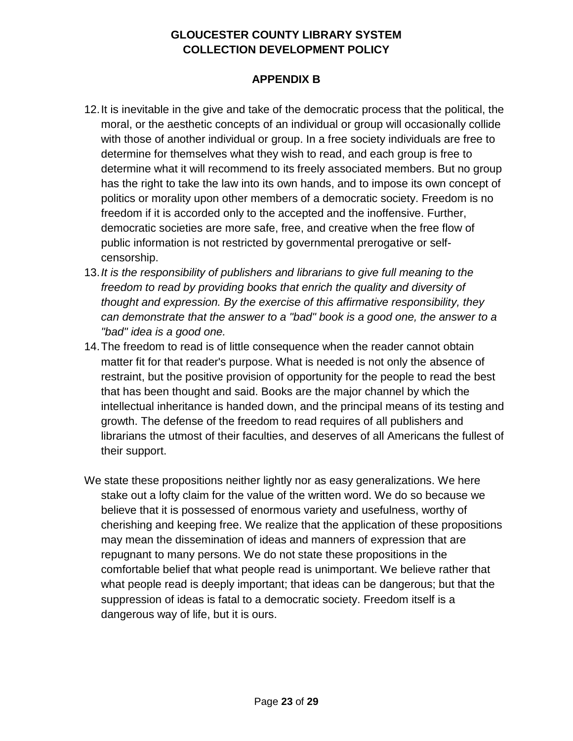**GLOUCESTER COUNTY LIBRARY SYSTEM**
**COLLECTION DEVELOPMENT POLICY**

## APPENDIX B

12. It is inevitable in the give and take of the democratic process that the political, the moral, or the aesthetic concepts of an individual or group will occasionally collide with those of another individual or group. In a free society individuals are free to determine for themselves what they wish to read, and each group is free to determine what it will recommend to its freely associated members. But no group has the right to take the law into its own hands, and to impose its own concept of politics or morality upon other members of a democratic society. Freedom is no freedom if it is accorded only to the accepted and the inoffensive. Further, democratic societies are more safe, free, and creative when the free flow of public information is not restricted by governmental prerogative or self-censorship.
13. *It is the responsibility of publishers and librarians to give full meaning to the freedom to read by providing books that enrich the quality and diversity of thought and expression. By the exercise of this affirmative responsibility, they can demonstrate that the answer to a "bad" book is a good one, the answer to a "bad" idea is a good one.*
14. The freedom to read is of little consequence when the reader cannot obtain matter fit for that reader's purpose. What is needed is not only the absence of restraint, but the positive provision of opportunity for the people to read the best that has been thought and said. Books are the major channel by which the intellectual inheritance is handed down, and the principal means of its testing and growth. The defense of the freedom to read requires of all publishers and librarians the utmost of their faculties, and deserves of all Americans the fullest of their support.

We state these propositions neither lightly nor as easy generalizations. We here stake out a lofty claim for the value of the written word. We do so because we believe that it is possessed of enormous variety and usefulness, worthy of cherishing and keeping free. We realize that the application of these propositions may mean the dissemination of ideas and manners of expression that are repugnant to many persons. We do not state these propositions in the comfortable belief that what people read is unimportant. We believe rather that what people read is deeply important; that ideas can be dangerous; but that the suppression of ideas is fatal to a democratic society. Freedom itself is a dangerous way of life, but it is ours.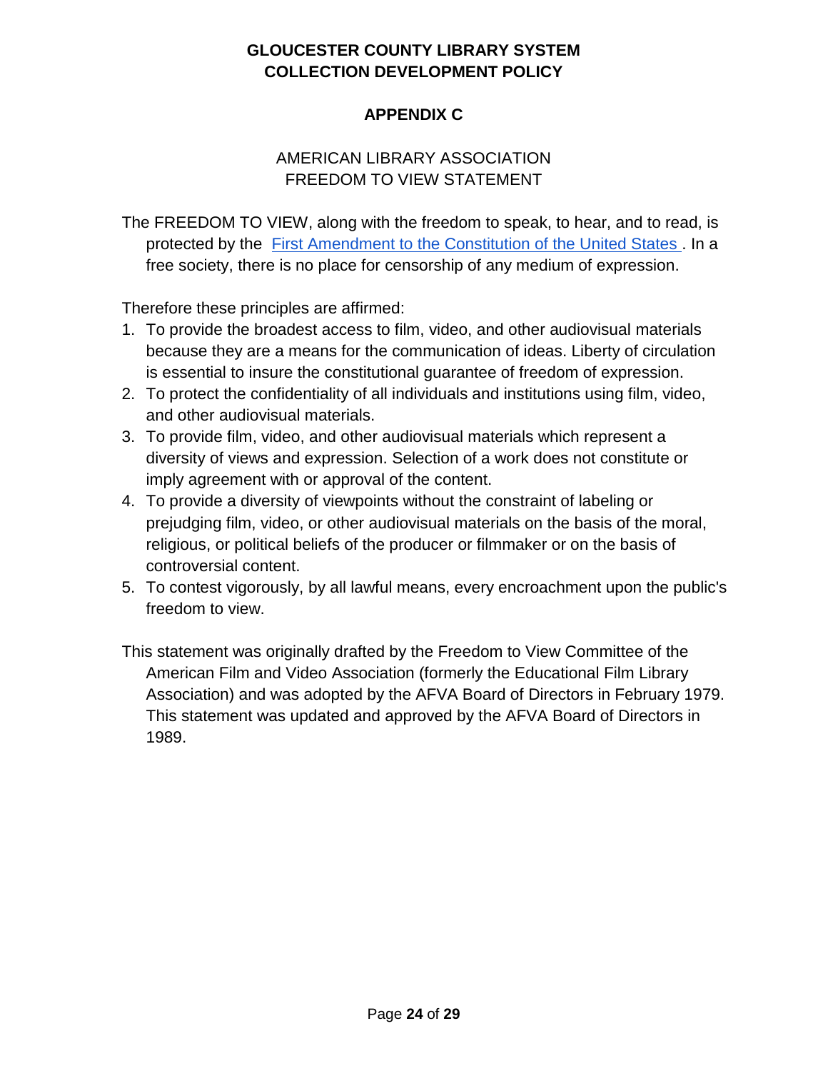# GLOUCESTER COUNTY LIBRARY SYSTEM
# COLLECTION DEVELOPMENT POLICY

## APPENDIX C

### AMERICAN LIBRARY ASSOCIATION FREEDOM TO VIEW STATEMENT

The FREEDOM TO VIEW, along with the freedom to speak, to hear, and to read, is protected by the [First Amendment to the Constitution of the United States](). In a free society, there is no place for censorship of any medium of expression.

Therefore these principles are affirmed:

1. To provide the broadest access to film, video, and other audiovisual materials because they are a means for the communication of ideas. Liberty of circulation is essential to insure the constitutional guarantee of freedom of expression.
2. To protect the confidentiality of all individuals and institutions using film, video, and other audiovisual materials.
3. To provide film, video, and other audiovisual materials which represent a diversity of views and expression. Selection of a work does not constitute or imply agreement with or approval of the content.
4. To provide a diversity of viewpoints without the constraint of labeling or prejudging film, video, or other audiovisual materials on the basis of the moral, religious, or political beliefs of the producer or filmmaker or on the basis of controversial content.
5. To contest vigorously, by all lawful means, every encroachment upon the public's freedom to view.

This statement was originally drafted by the Freedom to View Committee of the American Film and Video Association (formerly the Educational Film Library Association) and was adopted by the AFVA Board of Directors in February 1979. This statement was updated and approved by the AFVA Board of Directors in 1989.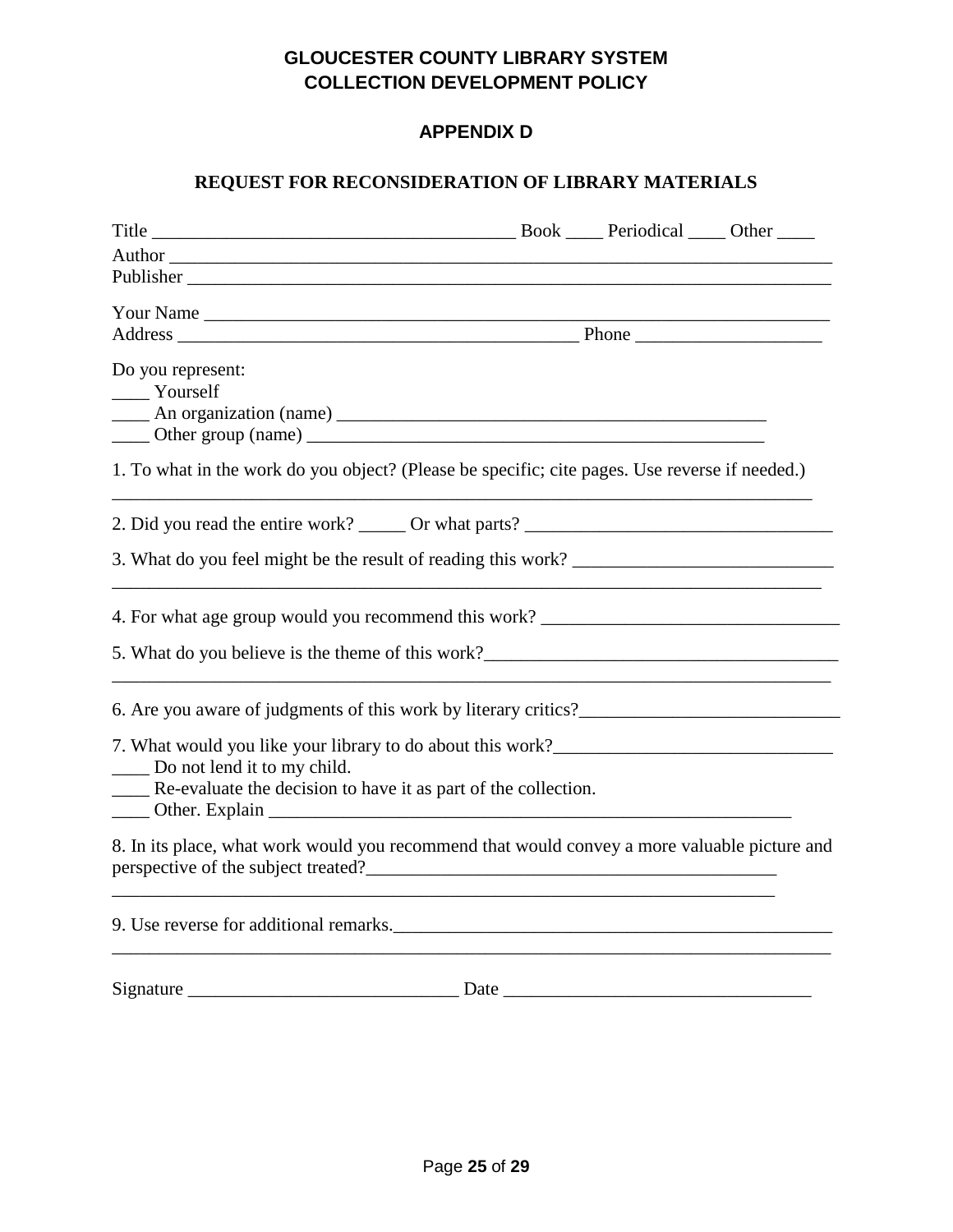# GLOUCESTER COUNTY LIBRARY SYSTEM
# COLLECTION DEVELOPMENT POLICY

## APPENDIX D

### REQUEST FOR RECONSIDERATION OF LIBRARY MATERIALS

Title ______________________________________ Book ____ Periodical ____ Other ____
Author ________________________________________________________________________
Publisher ______________________________________________________________________

Your Name _____________________________________________________________________
Address ___________________________________________ Phone ____________________

Do you represent:
____ Yourself
____ An organization (name) ______________________________________________
____ Other group (name) _________________________________________________

1. To what in the work do you object? (Please be specific; cite pages. Use reverse if needed.)
______________________________________________________________________________

2. Did you read the entire work? _____ Or what parts? __________________________________

3. What do you feel might be the result of reading this work? ____________________________
______________________________________________________________________________

4. For what age group would you recommend this work? ________________________________

5. What do you believe is the theme of this work?______________________________________
______________________________________________________________________________

6. Are you aware of judgments of this work by literary critics?____________________________

7. What would you like your library to do about this work?_______________________________
____ Do not lend it to my child.
____ Re-evaluate the decision to have it as part of the collection.
____ Other. Explain ___________________________________________________________

8. In its place, what work would you recommend that would convey a more valuable picture and perspective of the subject treated?_____________________________________________
______________________________________________________________________________

9. Use reverse for additional remarks.______________________________________________
______________________________________________________________________________

Signature _____________________________ Date _________________________________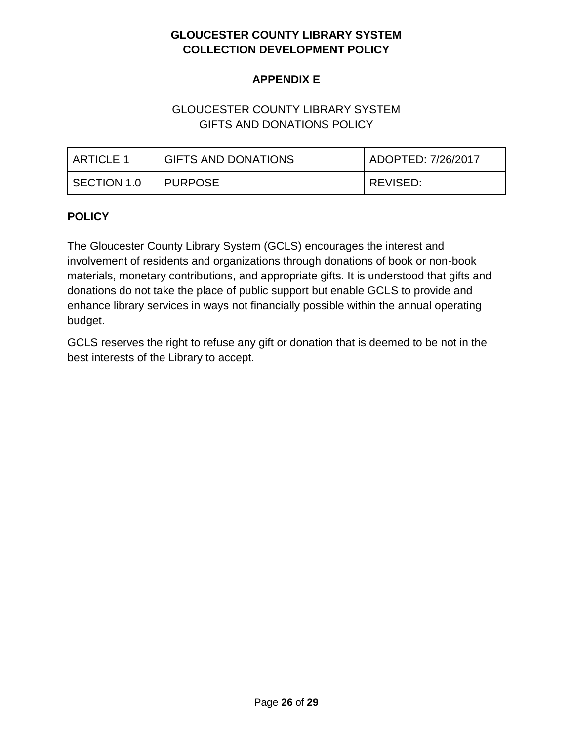**APPENDIX E**

GLOUCESTER COUNTY LIBRARY SYSTEM
GIFTS AND DONATIONS POLICY

| ARTICLE 1 | GIFTS AND DONATIONS | ADOPTED: 7/26/2017 |
| --- | --- | --- |
| SECTION 1.0 | PURPOSE | REVISED: |

**POLICY**

The Gloucester County Library System (GCLS) encourages the interest and involvement of residents and organizations through donations of book or non-book materials, monetary contributions, and appropriate gifts. It is understood that gifts and donations do not take the place of public support but enable GCLS to provide and enhance library services in ways not financially possible within the annual operating budget.

GCLS reserves the right to refuse any gift or donation that is deemed to be not in the best interests of the Library to accept.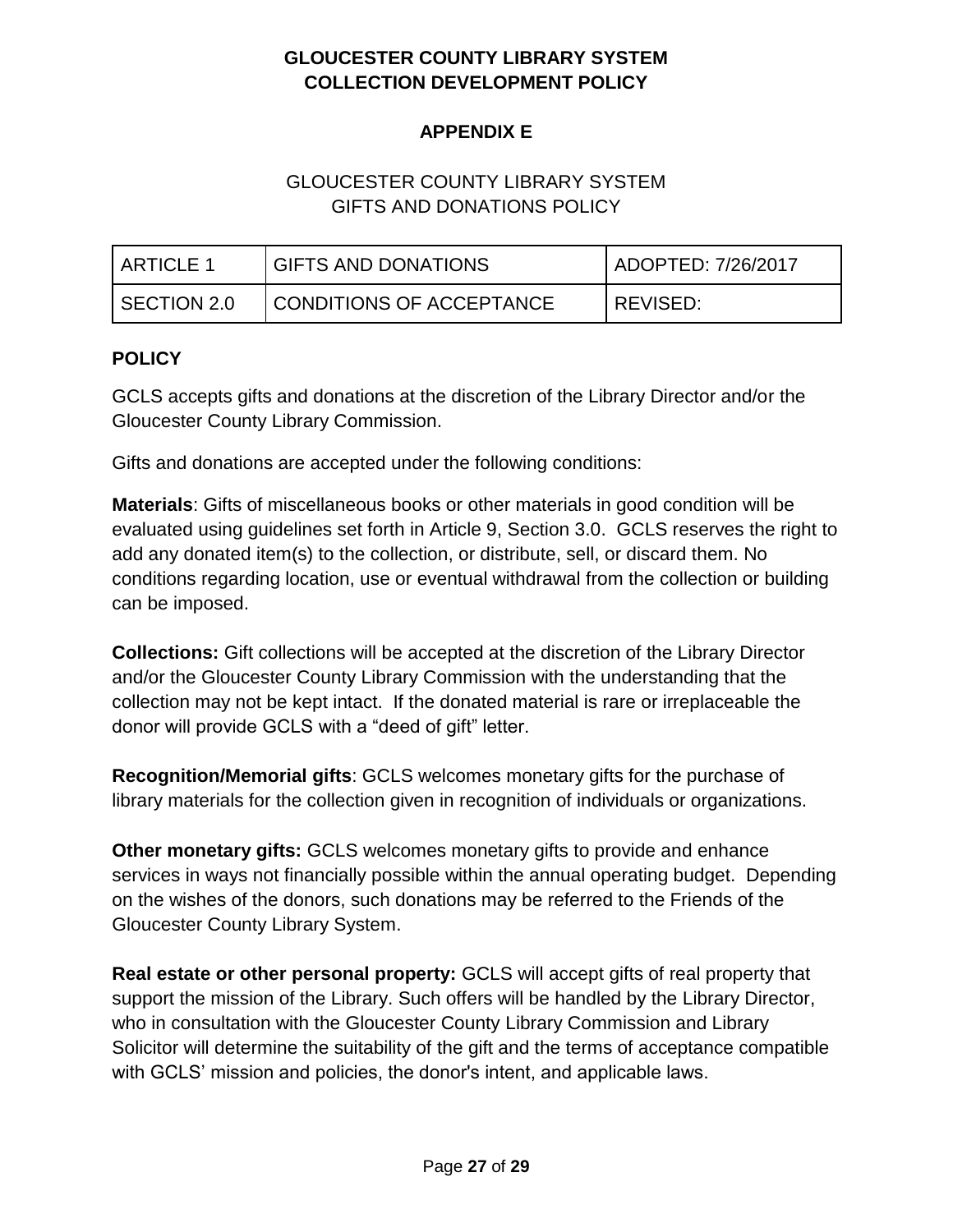**GLOUCESTER COUNTY LIBRARY SYSTEM**
**COLLECTION DEVELOPMENT POLICY**

## APPENDIX E

GLOUCESTER COUNTY LIBRARY SYSTEM
GIFTS AND DONATIONS POLICY

| ARTICLE 1 | GIFTS AND DONATIONS | ADOPTED: 7/26/2017 |
|---|---|---|
| SECTION 2.0 | CONDITIONS OF ACCEPTANCE | REVISED: |

### POLICY

GCLS accepts gifts and donations at the discretion of the Library Director and/or the Gloucester County Library Commission.

Gifts and donations are accepted under the following conditions:

**Materials**: Gifts of miscellaneous books or other materials in good condition will be evaluated using guidelines set forth in Article 9, Section 3.0. GCLS reserves the right to add any donated item(s) to the collection, or distribute, sell, or discard them. No conditions regarding location, use or eventual withdrawal from the collection or building can be imposed.

**Collections:** Gift collections will be accepted at the discretion of the Library Director and/or the Gloucester County Library Commission with the understanding that the collection may not be kept intact. If the donated material is rare or irreplaceable the donor will provide GCLS with a "deed of gift" letter.

**Recognition/Memorial gifts**: GCLS welcomes monetary gifts for the purchase of library materials for the collection given in recognition of individuals or organizations.

**Other monetary gifts:** GCLS welcomes monetary gifts to provide and enhance services in ways not financially possible within the annual operating budget. Depending on the wishes of the donors, such donations may be referred to the Friends of the Gloucester County Library System.

**Real estate or other personal property:** GCLS will accept gifts of real property that support the mission of the Library. Such offers will be handled by the Library Director, who in consultation with the Gloucester County Library Commission and Library Solicitor will determine the suitability of the gift and the terms of acceptance compatible with GCLS' mission and policies, the donor's intent, and applicable laws.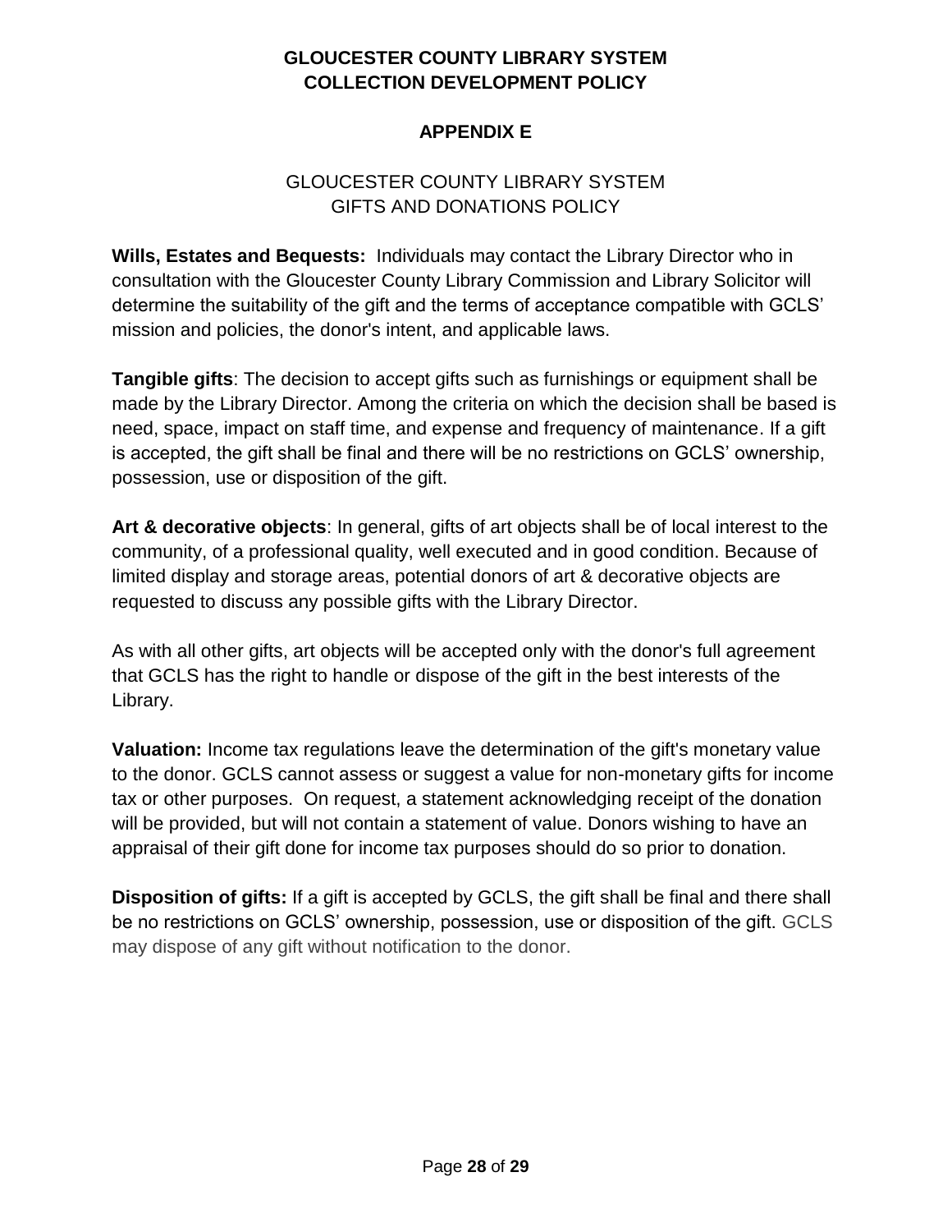# GLOUCESTER COUNTY LIBRARY SYSTEM
# COLLECTION DEVELOPMENT POLICY

## APPENDIX E

GLOUCESTER COUNTY LIBRARY SYSTEM
GIFTS AND DONATIONS POLICY

**Wills, Estates and Bequests:** Individuals may contact the Library Director who in consultation with the Gloucester County Library Commission and Library Solicitor will determine the suitability of the gift and the terms of acceptance compatible with GCLS' mission and policies, the donor's intent, and applicable laws.

**Tangible gifts**: The decision to accept gifts such as furnishings or equipment shall be made by the Library Director. Among the criteria on which the decision shall be based is need, space, impact on staff time, and expense and frequency of maintenance. If a gift is accepted, the gift shall be final and there will be no restrictions on GCLS' ownership, possession, use or disposition of the gift.

**Art & decorative objects**: In general, gifts of art objects shall be of local interest to the community, of a professional quality, well executed and in good condition. Because of limited display and storage areas, potential donors of art & decorative objects are requested to discuss any possible gifts with the Library Director.

As with all other gifts, art objects will be accepted only with the donor's full agreement that GCLS has the right to handle or dispose of the gift in the best interests of the Library.

**Valuation:** Income tax regulations leave the determination of the gift's monetary value to the donor. GCLS cannot assess or suggest a value for non-monetary gifts for income tax or other purposes. On request, a statement acknowledging receipt of the donation will be provided, but will not contain a statement of value. Donors wishing to have an appraisal of their gift done for income tax purposes should do so prior to donation.

**Disposition of gifts:** If a gift is accepted by GCLS, the gift shall be final and there shall be no restrictions on GCLS' ownership, possession, use or disposition of the gift. GCLS may dispose of any gift without notification to the donor.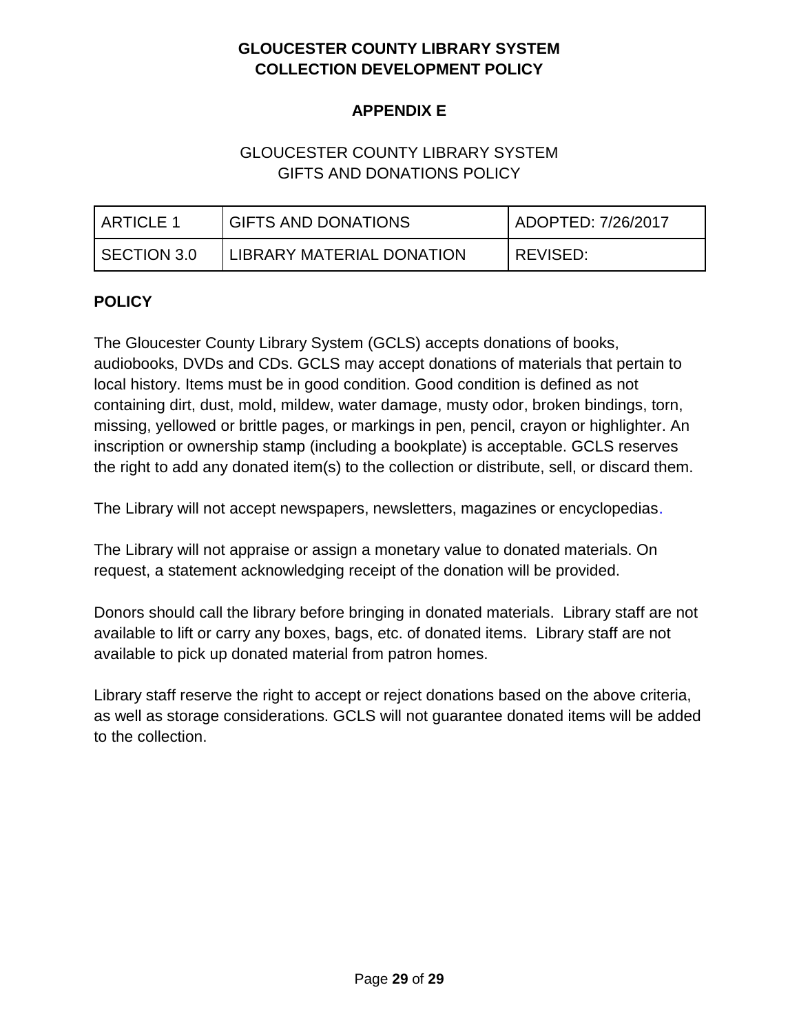**GLOUCESTER COUNTY LIBRARY SYSTEM**
**COLLECTION DEVELOPMENT POLICY**

## APPENDIX E

GLOUCESTER COUNTY LIBRARY SYSTEM
GIFTS AND DONATIONS POLICY

| | | |
|---|---|---|
| ARTICLE 1 | GIFTS AND DONATIONS | ADOPTED: 7/26/2017 |
| SECTION 3.0 | LIBRARY MATERIAL DONATION | REVISED: |

### POLICY

The Gloucester County Library System (GCLS) accepts donations of books, audiobooks, DVDs and CDs. GCLS may accept donations of materials that pertain to local history. Items must be in good condition. Good condition is defined as not containing dirt, dust, mold, mildew, water damage, musty odor, broken bindings, torn, missing, yellowed or brittle pages, or markings in pen, pencil, crayon or highlighter. An inscription or ownership stamp (including a bookplate) is acceptable. GCLS reserves the right to add any donated item(s) to the collection or distribute, sell, or discard them.

The Library will not accept newspapers, newsletters, magazines or encyclopedias.

The Library will not appraise or assign a monetary value to donated materials. On request, a statement acknowledging receipt of the donation will be provided.

Donors should call the library before bringing in donated materials. Library staff are not available to lift or carry any boxes, bags, etc. of donated items. Library staff are not available to pick up donated material from patron homes.

Library staff reserve the right to accept or reject donations based on the above criteria, as well as storage considerations. GCLS will not guarantee donated items will be added to the collection.